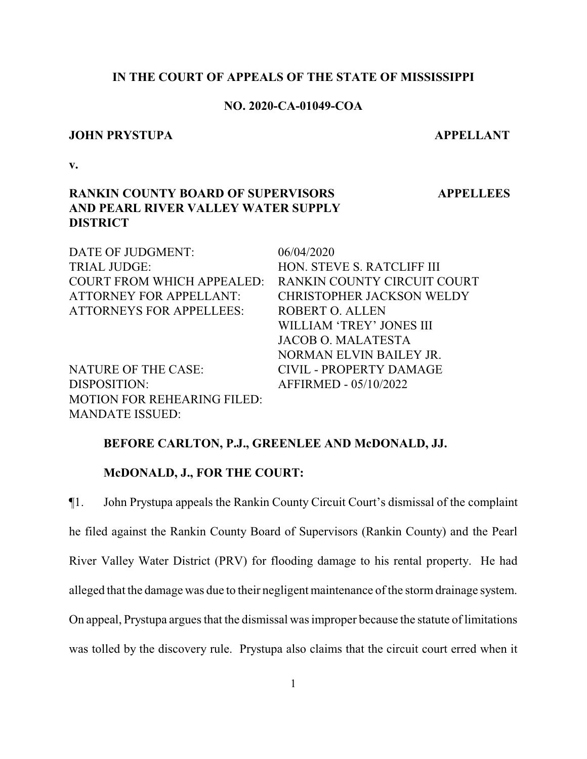**IN THE COURT OF APPEALS OF THE STATE OF MISSISSIPPI**

**NO. 2020-CA-01049-COA**

**JOHN PRYSTUPA** **APPELLANT**

**v.**

**RANKIN COUNTY BOARD OF SUPERVISORS AND PEARL RIVER VALLEY WATER SUPPLY DISTRICT** **APPELLEES**

| | |
|---|---|
| DATE OF JUDGMENT: | 06/04/2020 |
| TRIAL JUDGE: | HON. STEVE S. RATCLIFF III |
| COURT FROM WHICH APPEALED: | RANKIN COUNTY CIRCUIT COURT |
| ATTORNEY FOR APPELLANT: | CHRISTOPHER JACKSON WELDY |
| ATTORNEYS FOR APPELLEES: | ROBERT O. ALLEN<br>WILLIAM 'TREY' JONES III<br>JACOB O. MALATESTA<br>NORMAN ELVIN BAILEY JR. |
| NATURE OF THE CASE: | CIVIL - PROPERTY DAMAGE |
| DISPOSITION: | AFFIRMED - 05/10/2022 |
| MOTION FOR REHEARING FILED: | |
| MANDATE ISSUED: | |

**BEFORE CARLTON, P.J., GREENLEE AND McDONALD, JJ.**

**McDONALD, J., FOR THE COURT:**

¶1. John Prystupa appeals the Rankin County Circuit Court's dismissal of the complaint he filed against the Rankin County Board of Supervisors (Rankin County) and the Pearl River Valley Water District (PRV) for flooding damage to his rental property. He had alleged that the damage was due to their negligent maintenance of the storm drainage system. On appeal, Prystupa argues that the dismissal was improper because the statute of limitations was tolled by the discovery rule. Prystupa also claims that the circuit court erred when it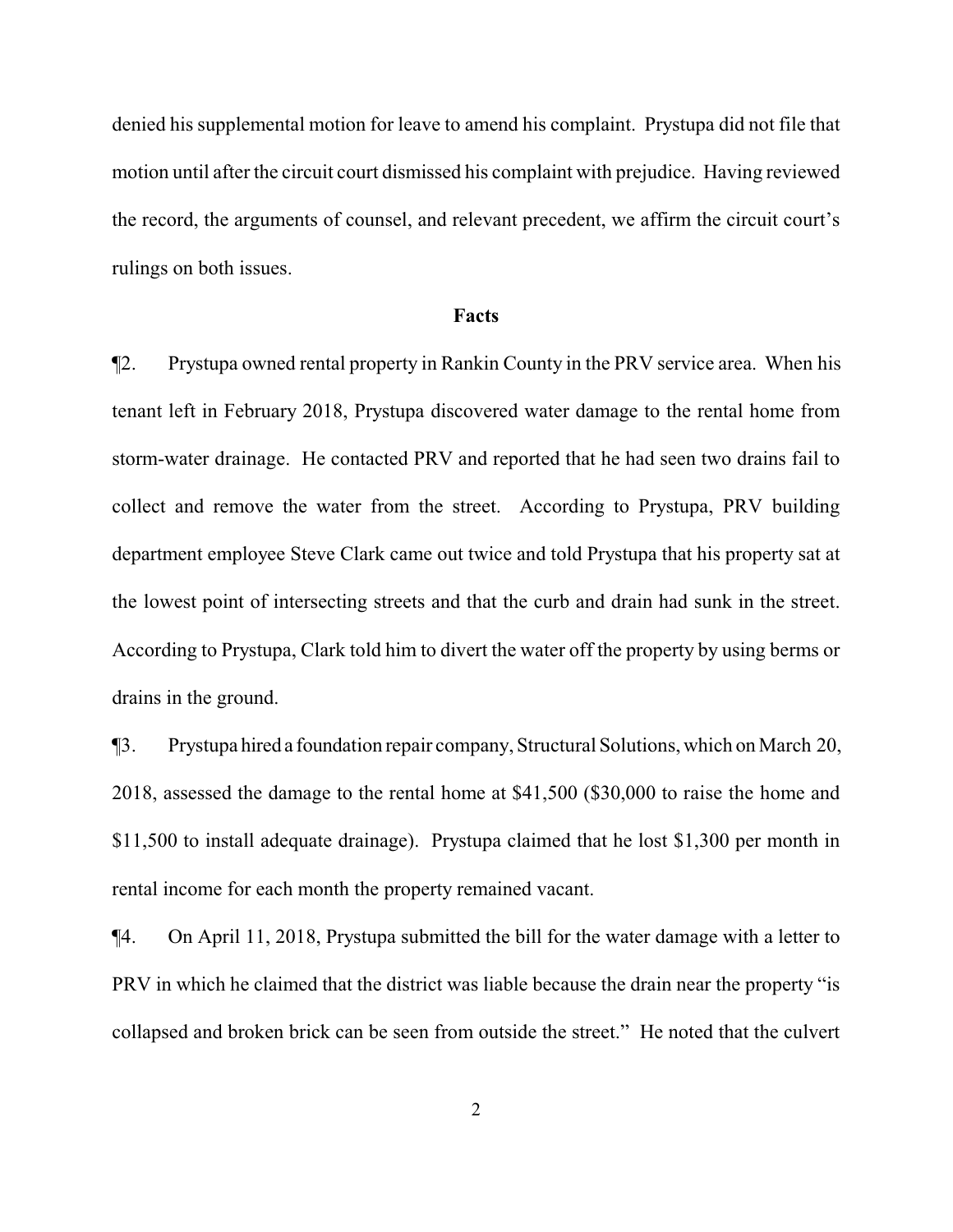denied his supplemental motion for leave to amend his complaint. Prystupa did not file that motion until after the circuit court dismissed his complaint with prejudice. Having reviewed the record, the arguments of counsel, and relevant precedent, we affirm the circuit court's rulings on both issues.

**Facts**

¶2. Prystupa owned rental property in Rankin County in the PRV service area. When his tenant left in February 2018, Prystupa discovered water damage to the rental home from storm-water drainage. He contacted PRV and reported that he had seen two drains fail to collect and remove the water from the street. According to Prystupa, PRV building department employee Steve Clark came out twice and told Prystupa that his property sat at the lowest point of intersecting streets and that the curb and drain had sunk in the street. According to Prystupa, Clark told him to divert the water off the property by using berms or drains in the ground.

¶3. Prystupa hired a foundation repair company, Structural Solutions, which on March 20, 2018, assessed the damage to the rental home at $41,500 ($30,000 to raise the home and $11,500 to install adequate drainage). Prystupa claimed that he lost $1,300 per month in rental income for each month the property remained vacant.

¶4. On April 11, 2018, Prystupa submitted the bill for the water damage with a letter to PRV in which he claimed that the district was liable because the drain near the property "is collapsed and broken brick can be seen from outside the street." He noted that the culvert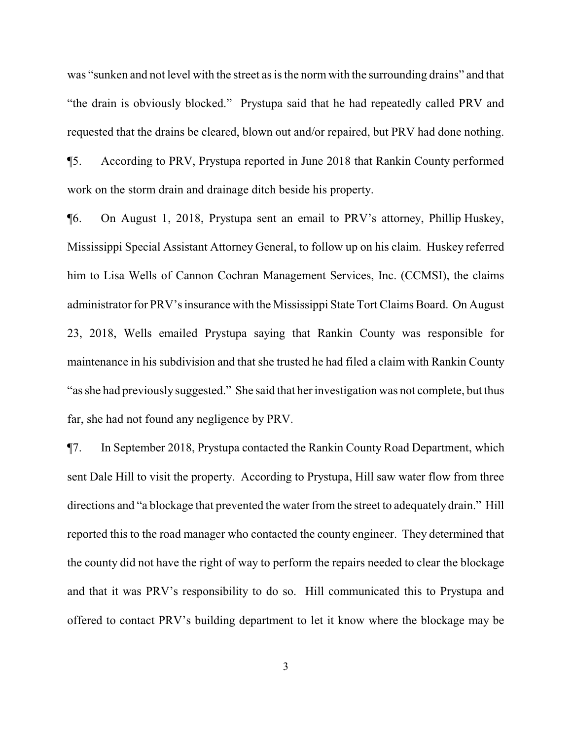was "sunken and not level with the street as is the norm with the surrounding drains" and that "the drain is obviously blocked." Prystupa said that he had repeatedly called PRV and requested that the drains be cleared, blown out and/or repaired, but PRV had done nothing.

¶5. According to PRV, Prystupa reported in June 2018 that Rankin County performed work on the storm drain and drainage ditch beside his property.

¶6. On August 1, 2018, Prystupa sent an email to PRV's attorney, Phillip Huskey, Mississippi Special Assistant Attorney General, to follow up on his claim. Huskey referred him to Lisa Wells of Cannon Cochran Management Services, Inc. (CCMSI), the claims administrator for PRV's insurance with the Mississippi State Tort Claims Board. On August 23, 2018, Wells emailed Prystupa saying that Rankin County was responsible for maintenance in his subdivision and that she trusted he had filed a claim with Rankin County "as she had previously suggested." She said that her investigation was not complete, but thus far, she had not found any negligence by PRV.

¶7. In September 2018, Prystupa contacted the Rankin County Road Department, which sent Dale Hill to visit the property. According to Prystupa, Hill saw water flow from three directions and "a blockage that prevented the water from the street to adequately drain." Hill reported this to the road manager who contacted the county engineer. They determined that the county did not have the right of way to perform the repairs needed to clear the blockage and that it was PRV's responsibility to do so. Hill communicated this to Prystupa and offered to contact PRV's building department to let it know where the blockage may be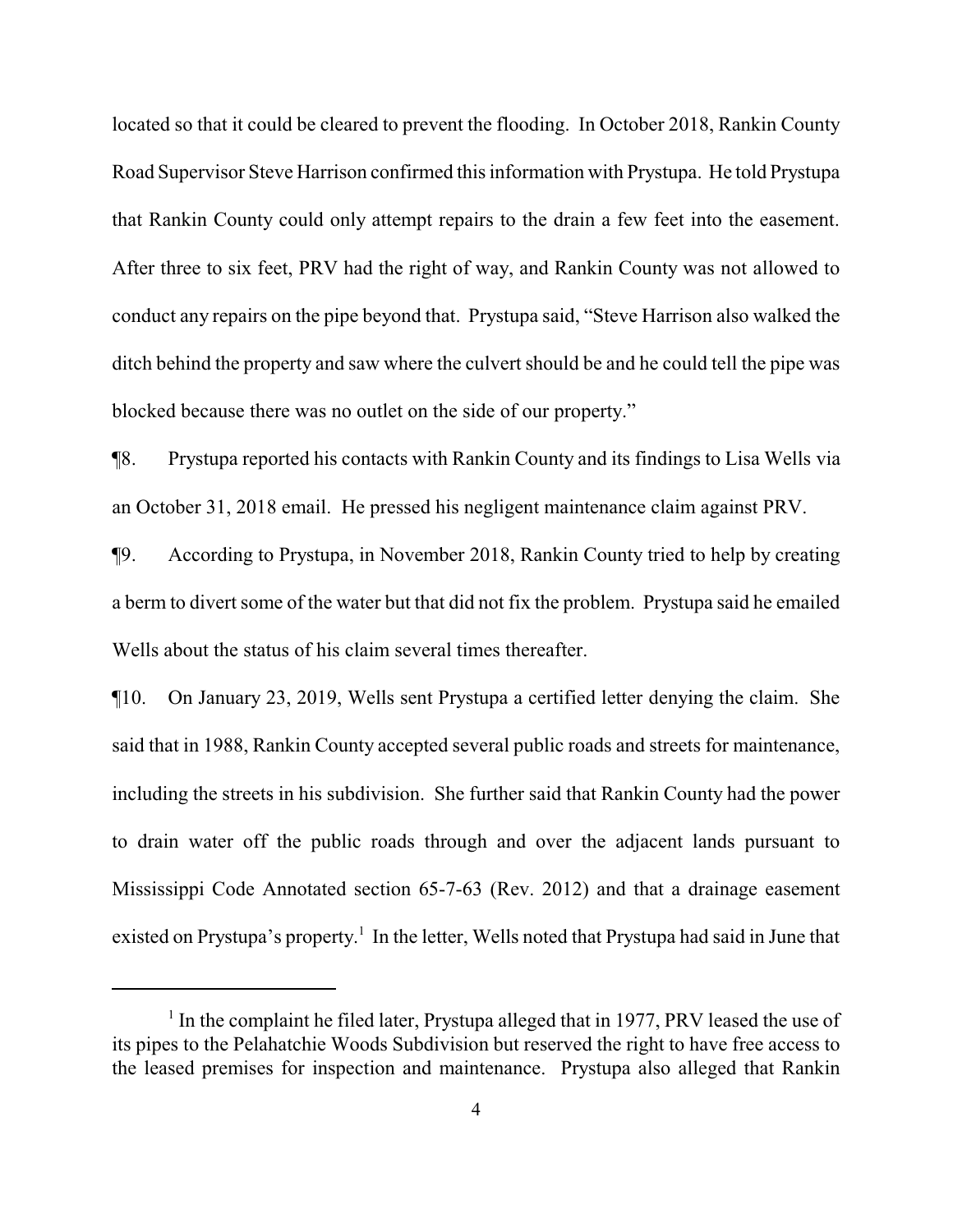located so that it could be cleared to prevent the flooding. In October 2018, Rankin County Road Supervisor Steve Harrison confirmed this information with Prystupa. He told Prystupa that Rankin County could only attempt repairs to the drain a few feet into the easement. After three to six feet, PRV had the right of way, and Rankin County was not allowed to conduct any repairs on the pipe beyond that. Prystupa said, "Steve Harrison also walked the ditch behind the property and saw where the culvert should be and he could tell the pipe was blocked because there was no outlet on the side of our property."

¶8. Prystupa reported his contacts with Rankin County and its findings to Lisa Wells via an October 31, 2018 email. He pressed his negligent maintenance claim against PRV.

¶9. According to Prystupa, in November 2018, Rankin County tried to help by creating a berm to divert some of the water but that did not fix the problem. Prystupa said he emailed Wells about the status of his claim several times thereafter.

¶10. On January 23, 2019, Wells sent Prystupa a certified letter denying the claim. She said that in 1988, Rankin County accepted several public roads and streets for maintenance, including the streets in his subdivision. She further said that Rankin County had the power to drain water off the public roads through and over the adjacent lands pursuant to Mississippi Code Annotated section 65-7-63 (Rev. 2012) and that a drainage easement existed on Prystupa's property.[1] In the letter, Wells noted that Prystupa had said in June that

[1] In the complaint he filed later, Prystupa alleged that in 1977, PRV leased the use of its pipes to the Pelahatchie Woods Subdivision but reserved the right to have free access to the leased premises for inspection and maintenance. Prystupa also alleged that Rankin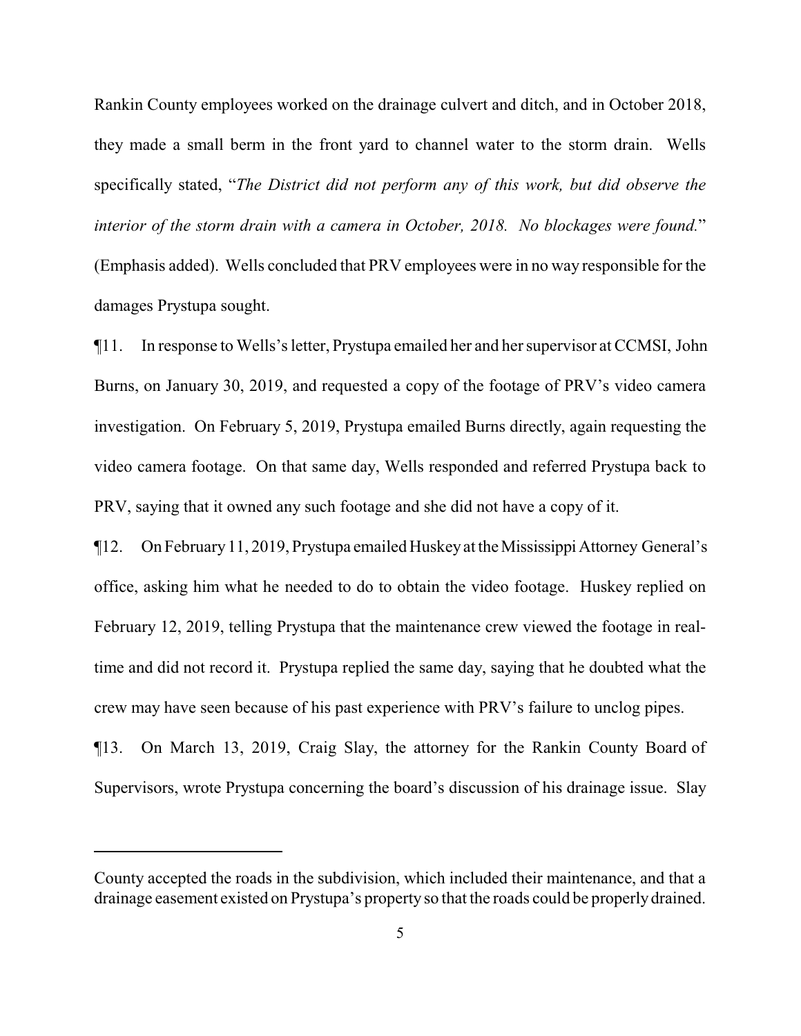Rankin County employees worked on the drainage culvert and ditch, and in October 2018, they made a small berm in the front yard to channel water to the storm drain. Wells specifically stated, "*The District did not perform any of this work, but did observe the interior of the storm drain with a camera in October, 2018. No blockages were found.*" (Emphasis added). Wells concluded that PRV employees were in no way responsible for the damages Prystupa sought.

¶11. In response to Wells's letter, Prystupa emailed her and her supervisor at CCMSI, John Burns, on January 30, 2019, and requested a copy of the footage of PRV's video camera investigation. On February 5, 2019, Prystupa emailed Burns directly, again requesting the video camera footage. On that same day, Wells responded and referred Prystupa back to PRV, saying that it owned any such footage and she did not have a copy of it.

¶12. On February 11, 2019, Prystupa emailed Huskey at the Mississippi Attorney General's office, asking him what he needed to do to obtain the video footage. Huskey replied on February 12, 2019, telling Prystupa that the maintenance crew viewed the footage in real-time and did not record it. Prystupa replied the same day, saying that he doubted what the crew may have seen because of his past experience with PRV's failure to unclog pipes.

¶13. On March 13, 2019, Craig Slay, the attorney for the Rankin County Board of Supervisors, wrote Prystupa concerning the board's discussion of his drainage issue. Slay

---

County accepted the roads in the subdivision, which included their maintenance, and that a drainage easement existed on Prystupa's property so that the roads could be properly drained.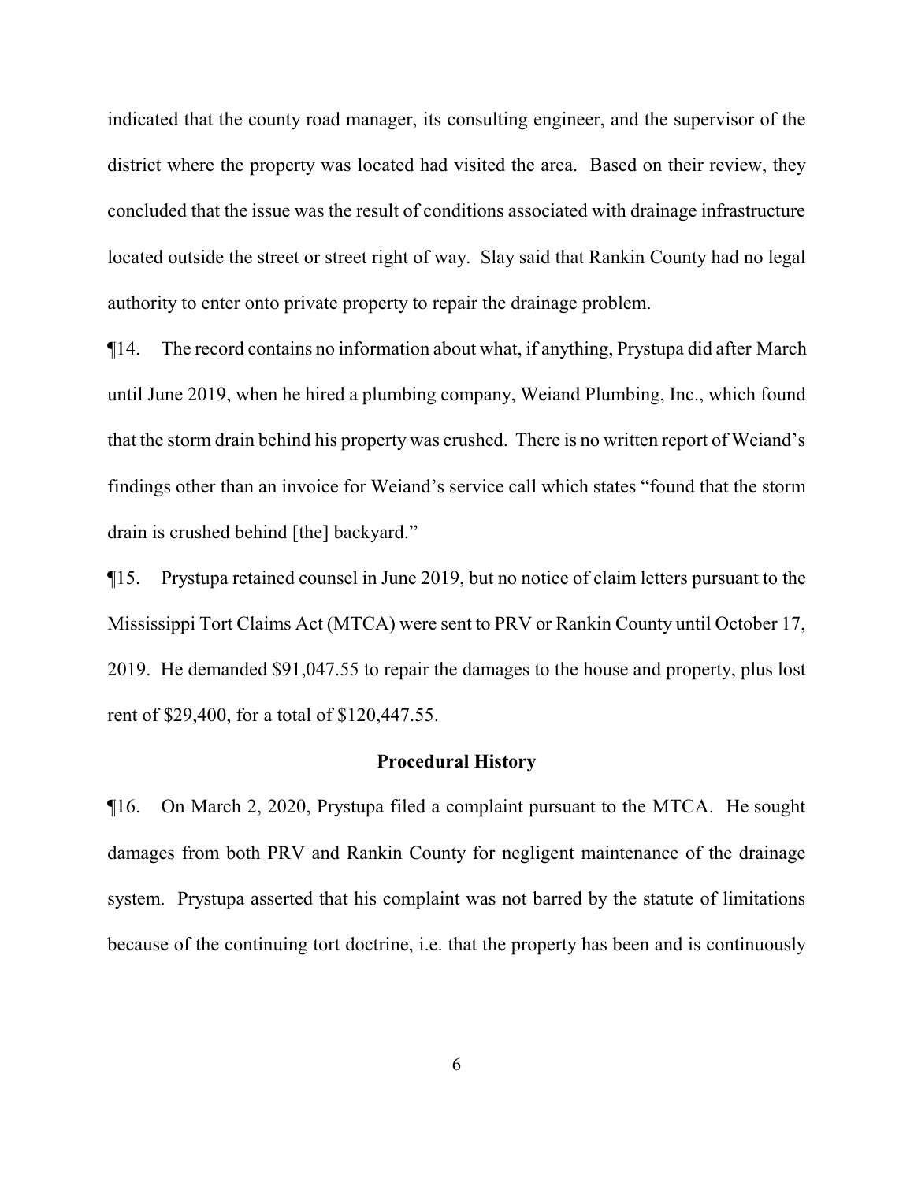indicated that the county road manager, its consulting engineer, and the supervisor of the district where the property was located had visited the area. Based on their review, they concluded that the issue was the result of conditions associated with drainage infrastructure located outside the street or street right of way. Slay said that Rankin County had no legal authority to enter onto private property to repair the drainage problem.

¶14. The record contains no information about what, if anything, Prystupa did after March until June 2019, when he hired a plumbing company, Weiand Plumbing, Inc., which found that the storm drain behind his property was crushed. There is no written report of Weiand's findings other than an invoice for Weiand's service call which states "found that the storm drain is crushed behind [the] backyard."

¶15. Prystupa retained counsel in June 2019, but no notice of claim letters pursuant to the Mississippi Tort Claims Act (MTCA) were sent to PRV or Rankin County until October 17, 2019. He demanded $91,047.55 to repair the damages to the house and property, plus lost rent of $29,400, for a total of $120,447.55.

## Procedural History

¶16. On March 2, 2020, Prystupa filed a complaint pursuant to the MTCA. He sought damages from both PRV and Rankin County for negligent maintenance of the drainage system. Prystupa asserted that his complaint was not barred by the statute of limitations because of the continuing tort doctrine, i.e. that the property has been and is continuously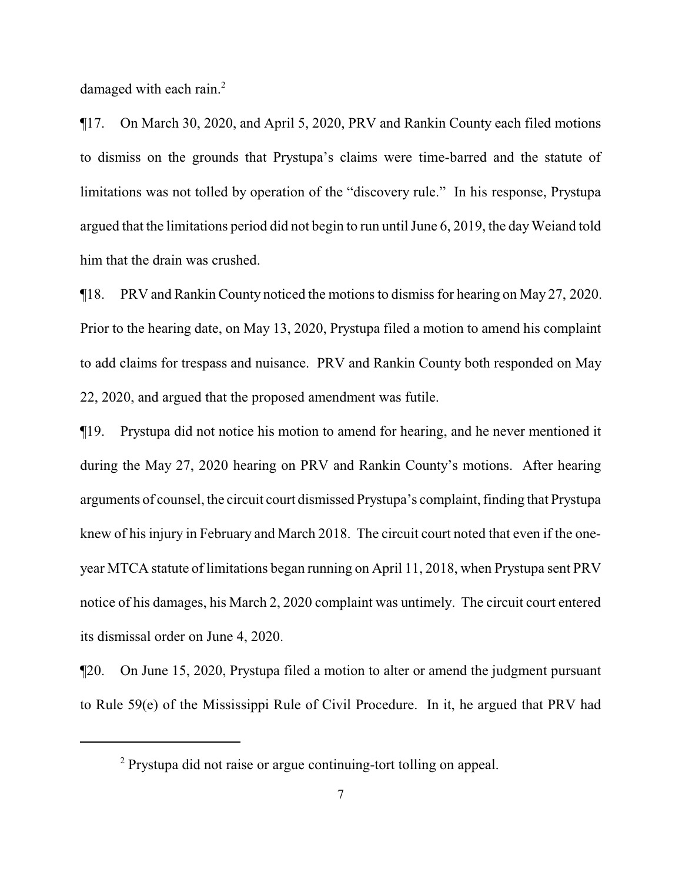damaged with each rain.[2]

¶17. On March 30, 2020, and April 5, 2020, PRV and Rankin County each filed motions to dismiss on the grounds that Prystupa's claims were time-barred and the statute of limitations was not tolled by operation of the "discovery rule." In his response, Prystupa argued that the limitations period did not begin to run until June 6, 2019, the day Weiand told him that the drain was crushed.

¶18. PRV and Rankin County noticed the motions to dismiss for hearing on May 27, 2020. Prior to the hearing date, on May 13, 2020, Prystupa filed a motion to amend his complaint to add claims for trespass and nuisance. PRV and Rankin County both responded on May 22, 2020, and argued that the proposed amendment was futile.

¶19. Prystupa did not notice his motion to amend for hearing, and he never mentioned it during the May 27, 2020 hearing on PRV and Rankin County's motions. After hearing arguments of counsel, the circuit court dismissed Prystupa's complaint, finding that Prystupa knew of his injury in February and March 2018. The circuit court noted that even if the one-year MTCA statute of limitations began running on April 11, 2018, when Prystupa sent PRV notice of his damages, his March 2, 2020 complaint was untimely. The circuit court entered its dismissal order on June 4, 2020.

¶20. On June 15, 2020, Prystupa filed a motion to alter or amend the judgment pursuant to Rule 59(e) of the Mississippi Rule of Civil Procedure. In it, he argued that PRV had

[2] Prystupa did not raise or argue continuing-tort tolling on appeal.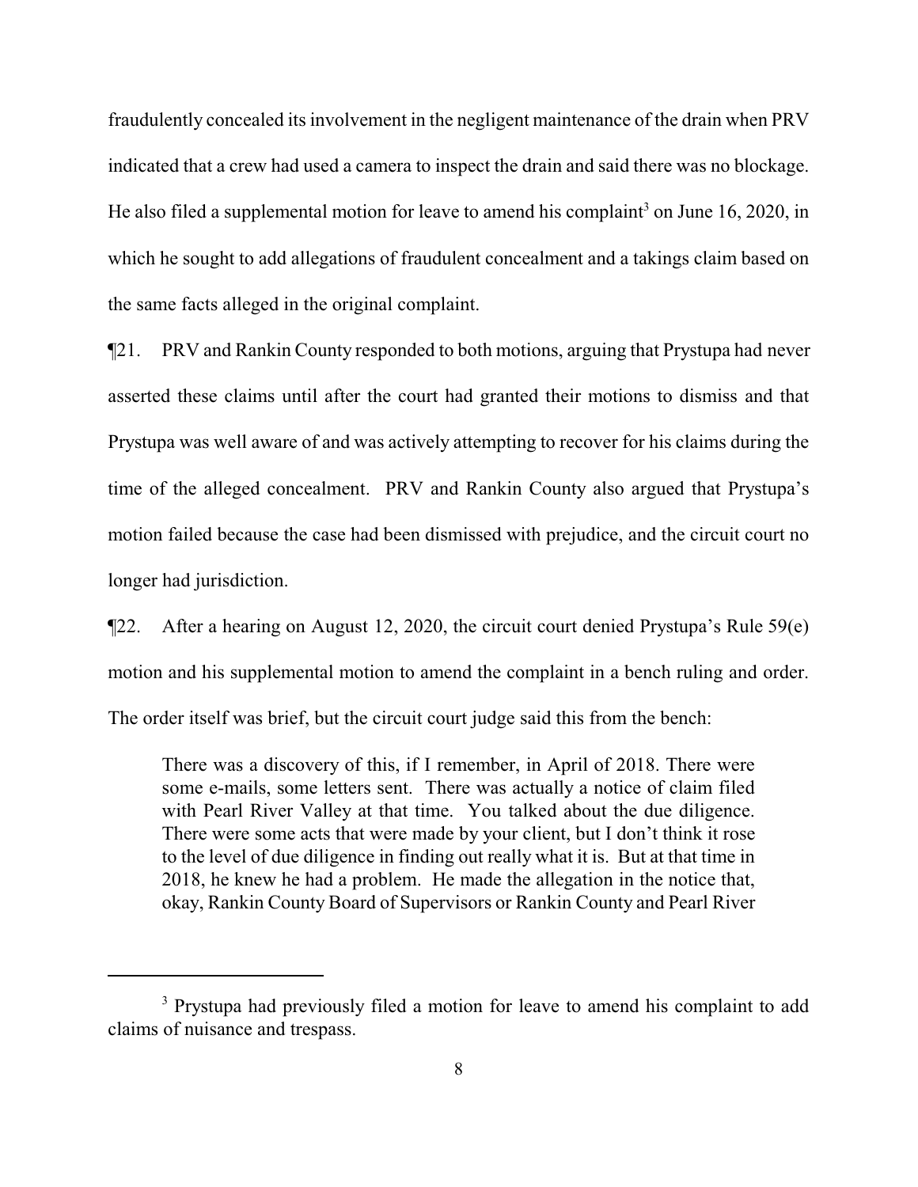fraudulently concealed its involvement in the negligent maintenance of the drain when PRV indicated that a crew had used a camera to inspect the drain and said there was no blockage. He also filed a supplemental motion for leave to amend his complaint[3] on June 16, 2020, in which he sought to add allegations of fraudulent concealment and a takings claim based on the same facts alleged in the original complaint.

¶21. PRV and Rankin County responded to both motions, arguing that Prystupa had never asserted these claims until after the court had granted their motions to dismiss and that Prystupa was well aware of and was actively attempting to recover for his claims during the time of the alleged concealment. PRV and Rankin County also argued that Prystupa's motion failed because the case had been dismissed with prejudice, and the circuit court no longer had jurisdiction.

¶22. After a hearing on August 12, 2020, the circuit court denied Prystupa's Rule 59(e) motion and his supplemental motion to amend the complaint in a bench ruling and order. The order itself was brief, but the circuit court judge said this from the bench:

> There was a discovery of this, if I remember, in April of 2018. There were some e-mails, some letters sent. There was actually a notice of claim filed with Pearl River Valley at that time. You talked about the due diligence. There were some acts that were made by your client, but I don't think it rose to the level of due diligence in finding out really what it is. But at that time in 2018, he knew he had a problem. He made the allegation in the notice that, okay, Rankin County Board of Supervisors or Rankin County and Pearl River

[3] Prystupa had previously filed a motion for leave to amend his complaint to add claims of nuisance and trespass.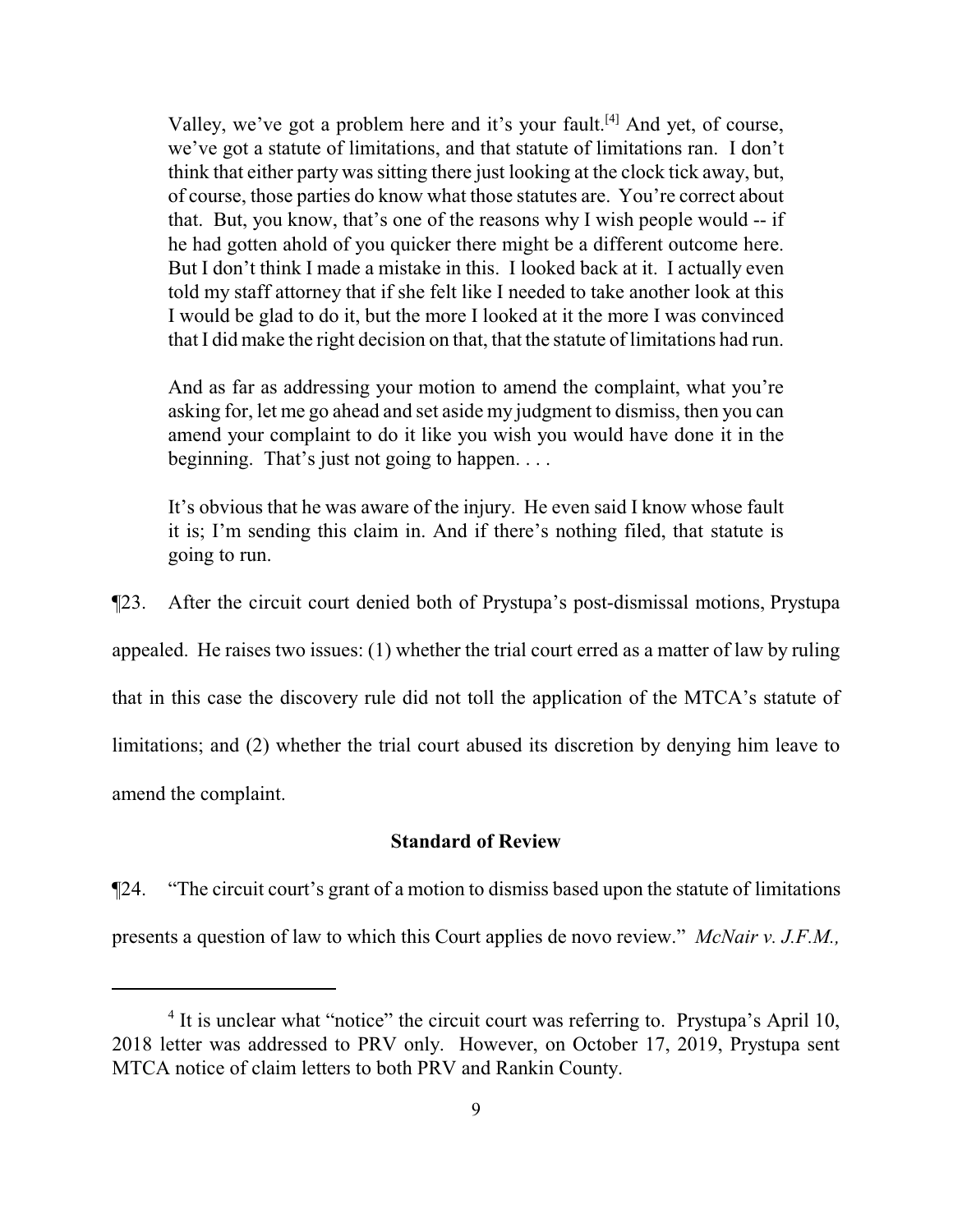> Valley, we've got a problem here and it's your fault.[4] And yet, of course, we've got a statute of limitations, and that statute of limitations ran. I don't think that either party was sitting there just looking at the clock tick away, but, of course, those parties do know what those statutes are. You're correct about that. But, you know, that's one of the reasons why I wish people would -- if he had gotten ahold of you quicker there might be a different outcome here. But I don't think I made a mistake in this. I looked back at it. I actually even told my staff attorney that if she felt like I needed to take another look at this I would be glad to do it, but the more I looked at it the more I was convinced that I did make the right decision on that, that the statute of limitations had run.
>
> And as far as addressing your motion to amend the complaint, what you're asking for, let me go ahead and set aside my judgment to dismiss, then you can amend your complaint to do it like you wish you would have done it in the beginning. That's just not going to happen. . . .
>
> It's obvious that he was aware of the injury. He even said I know whose fault it is; I'm sending this claim in. And if there's nothing filed, that statute is going to run.

¶23. After the circuit court denied both of Prystupa's post-dismissal motions, Prystupa appealed. He raises two issues: (1) whether the trial court erred as a matter of law by ruling that in this case the discovery rule did not toll the application of the MTCA's statute of limitations; and (2) whether the trial court abused its discretion by denying him leave to amend the complaint.

**Standard of Review**

¶24. "The circuit court's grant of a motion to dismiss based upon the statute of limitations presents a question of law to which this Court applies de novo review." *McNair v. J.F.M.,*

---

[4] It is unclear what "notice" the circuit court was referring to. Prystupa's April 10, 2018 letter was addressed to PRV only. However, on October 17, 2019, Prystupa sent MTCA notice of claim letters to both PRV and Rankin County.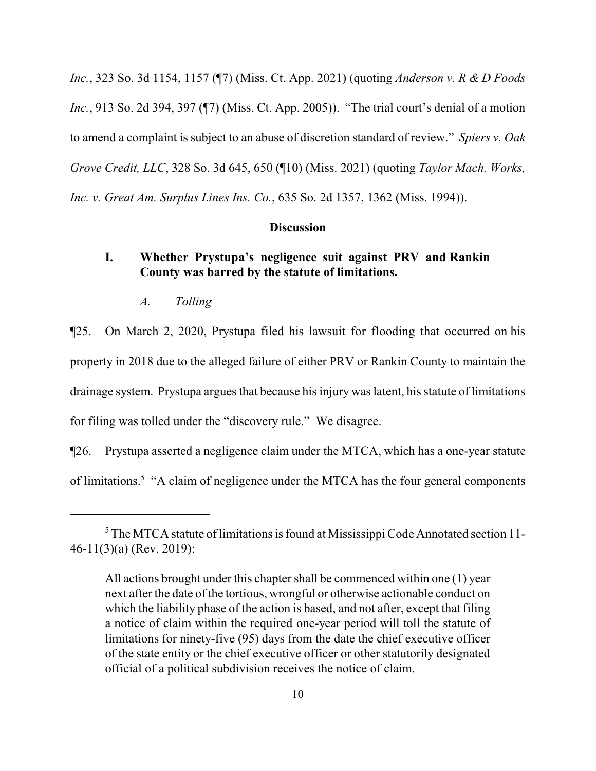*Inc.*, 323 So. 3d 1154, 1157 (¶7) (Miss. Ct. App. 2021) (quoting *Anderson v. R & D Foods Inc.*, 913 So. 2d 394, 397 (¶7) (Miss. Ct. App. 2005)). "The trial court's denial of a motion to amend a complaint is subject to an abuse of discretion standard of review." *Spiers v. Oak Grove Credit, LLC*, 328 So. 3d 645, 650 (¶10) (Miss. 2021) (quoting *Taylor Mach. Works, Inc. v. Great Am. Surplus Lines Ins. Co.*, 635 So. 2d 1357, 1362 (Miss. 1994)).

**Discussion**

**I. Whether Prystupa's negligence suit against PRV and Rankin County was barred by the statute of limitations.**

*A. Tolling*

¶25. On March 2, 2020, Prystupa filed his lawsuit for flooding that occurred on his property in 2018 due to the alleged failure of either PRV or Rankin County to maintain the drainage system. Prystupa argues that because his injury was latent, his statute of limitations for filing was tolled under the "discovery rule." We disagree.

¶26. Prystupa asserted a negligence claim under the MTCA, which has a one-year statute of limitations.[5] "A claim of negligence under the MTCA has the four general components

---

[5] The MTCA statute of limitations is found at Mississippi Code Annotated section 11-46-11(3)(a) (Rev. 2019):

> All actions brought under this chapter shall be commenced within one (1) year next after the date of the tortious, wrongful or otherwise actionable conduct on which the liability phase of the action is based, and not after, except that filing a notice of claim within the required one-year period will toll the statute of limitations for ninety-five (95) days from the date the chief executive officer of the state entity or the chief executive officer or other statutorily designated official of a political subdivision receives the notice of claim.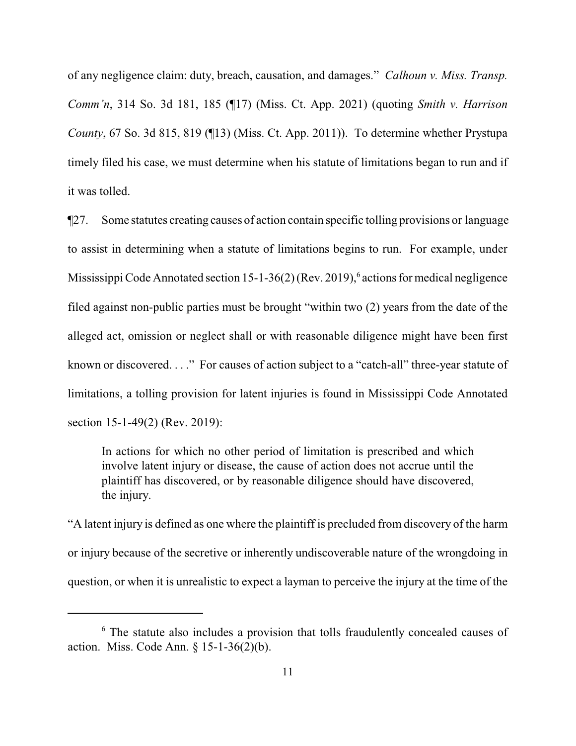of any negligence claim: duty, breach, causation, and damages." *Calhoun v. Miss. Transp. Comm'n*, 314 So. 3d 181, 185 (¶17) (Miss. Ct. App. 2021) (quoting *Smith v. Harrison County*, 67 So. 3d 815, 819 (¶13) (Miss. Ct. App. 2011)). To determine whether Prystupa timely filed his case, we must determine when his statute of limitations began to run and if it was tolled.

¶27. Some statutes creating causes of action contain specific tolling provisions or language to assist in determining when a statute of limitations begins to run. For example, under Mississippi Code Annotated section 15-1-36(2) (Rev. 2019),[6] actions for medical negligence filed against non-public parties must be brought "within two (2) years from the date of the alleged act, omission or neglect shall or with reasonable diligence might have been first known or discovered. . . ." For causes of action subject to a "catch-all" three-year statute of limitations, a tolling provision for latent injuries is found in Mississippi Code Annotated section 15-1-49(2) (Rev. 2019):

> In actions for which no other period of limitation is prescribed and which involve latent injury or disease, the cause of action does not accrue until the plaintiff has discovered, or by reasonable diligence should have discovered, the injury.

"A latent injury is defined as one where the plaintiff is precluded from discovery of the harm or injury because of the secretive or inherently undiscoverable nature of the wrongdoing in question, or when it is unrealistic to expect a layman to perceive the injury at the time of the

---

[6] The statute also includes a provision that tolls fraudulently concealed causes of action. Miss. Code Ann. § 15-1-36(2)(b).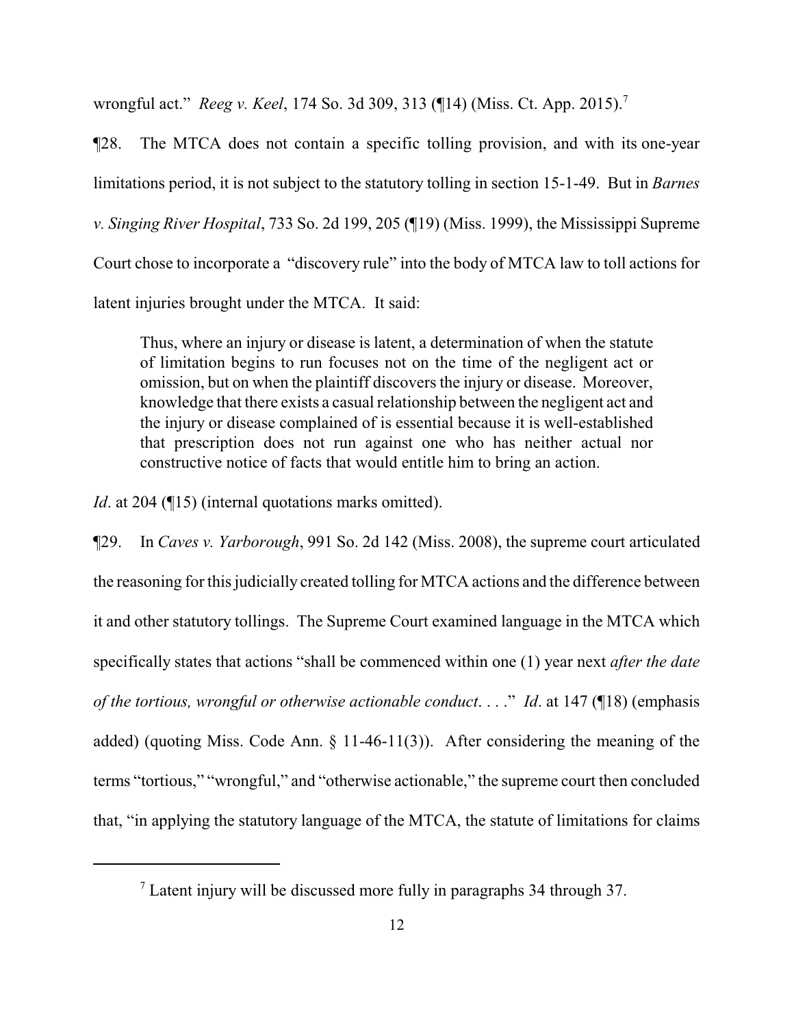wrongful act." *Reeg v. Keel*, 174 So. 3d 309, 313 (¶14) (Miss. Ct. App. 2015).[7]

¶28. The MTCA does not contain a specific tolling provision, and with its one-year limitations period, it is not subject to the statutory tolling in section 15-1-49. But in *Barnes v. Singing River Hospital*, 733 So. 2d 199, 205 (¶19) (Miss. 1999), the Mississippi Supreme Court chose to incorporate a "discovery rule" into the body of MTCA law to toll actions for latent injuries brought under the MTCA. It said:

> Thus, where an injury or disease is latent, a determination of when the statute of limitation begins to run focuses not on the time of the negligent act or omission, but on when the plaintiff discovers the injury or disease. Moreover, knowledge that there exists a casual relationship between the negligent act and the injury or disease complained of is essential because it is well-established that prescription does not run against one who has neither actual nor constructive notice of facts that would entitle him to bring an action.

*Id*. at 204 (¶15) (internal quotations marks omitted).

¶29. In *Caves v. Yarborough*, 991 So. 2d 142 (Miss. 2008), the supreme court articulated the reasoning for this judicially created tolling for MTCA actions and the difference between it and other statutory tollings. The Supreme Court examined language in the MTCA which specifically states that actions "shall be commenced within one (1) year next *after the date of the tortious, wrongful or otherwise actionable conduct*. . . ." *Id*. at 147 (¶18) (emphasis added) (quoting Miss. Code Ann. § 11-46-11(3)). After considering the meaning of the terms "tortious," "wrongful," and "otherwise actionable," the supreme court then concluded that, "in applying the statutory language of the MTCA, the statute of limitations for claims

[7] Latent injury will be discussed more fully in paragraphs 34 through 37.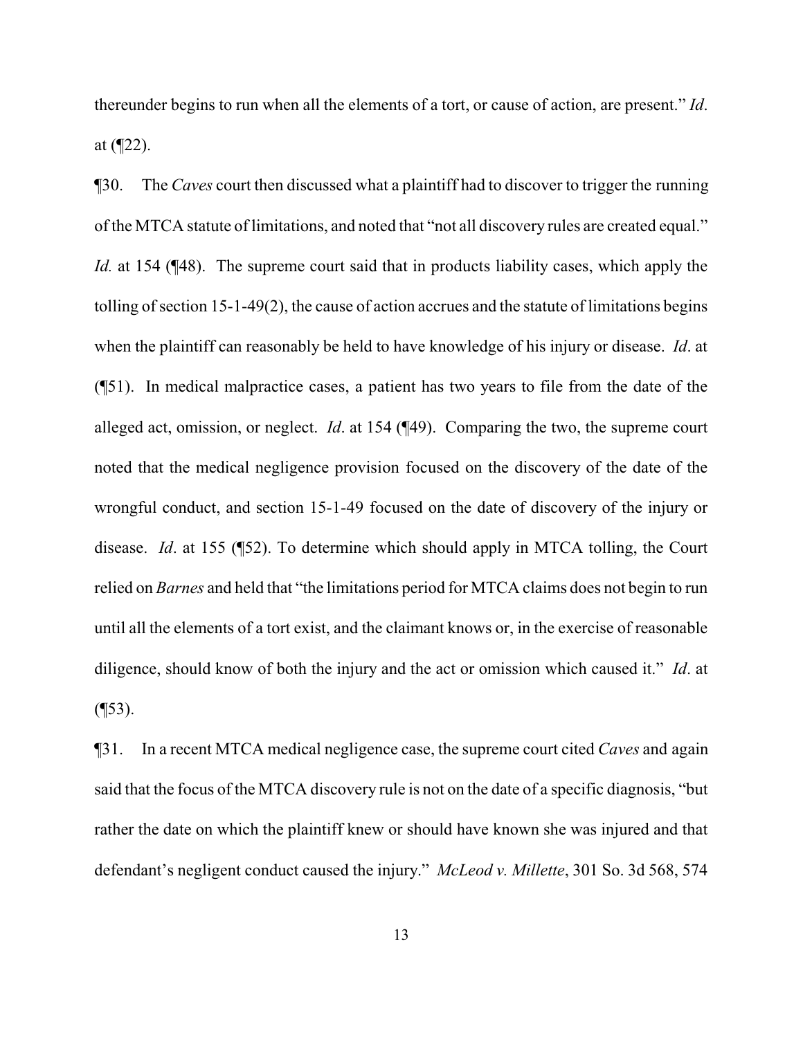thereunder begins to run when all the elements of a tort, or cause of action, are present." *Id*. at (¶22).

¶30. The *Caves* court then discussed what a plaintiff had to discover to trigger the running of the MTCA statute of limitations, and noted that "not all discovery rules are created equal." *Id.* at 154 (¶48). The supreme court said that in products liability cases, which apply the tolling of section 15-1-49(2), the cause of action accrues and the statute of limitations begins when the plaintiff can reasonably be held to have knowledge of his injury or disease. *Id*. at (¶51). In medical malpractice cases, a patient has two years to file from the date of the alleged act, omission, or neglect. *Id*. at 154 (¶49). Comparing the two, the supreme court noted that the medical negligence provision focused on the discovery of the date of the wrongful conduct, and section 15-1-49 focused on the date of discovery of the injury or disease. *Id*. at 155 (¶52). To determine which should apply in MTCA tolling, the Court relied on *Barnes* and held that "the limitations period for MTCA claims does not begin to run until all the elements of a tort exist, and the claimant knows or, in the exercise of reasonable diligence, should know of both the injury and the act or omission which caused it." *Id*. at (¶53).

¶31. In a recent MTCA medical negligence case, the supreme court cited *Caves* and again said that the focus of the MTCA discovery rule is not on the date of a specific diagnosis, "but rather the date on which the plaintiff knew or should have known she was injured and that defendant's negligent conduct caused the injury." *McLeod v. Millette*, 301 So. 3d 568, 574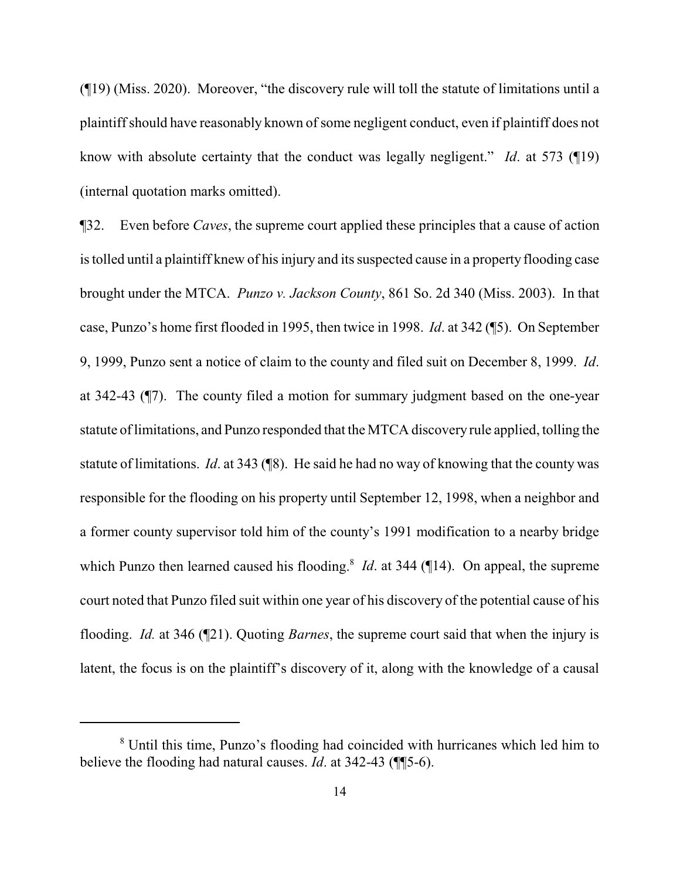(¶19) (Miss. 2020). Moreover, "the discovery rule will toll the statute of limitations until a plaintiff should have reasonably known of some negligent conduct, even if plaintiff does not know with absolute certainty that the conduct was legally negligent." *Id*. at 573 (¶19) (internal quotation marks omitted).

¶32. Even before *Caves*, the supreme court applied these principles that a cause of action is tolled until a plaintiff knew of his injury and its suspected cause in a property flooding case brought under the MTCA. *Punzo v. Jackson County*, 861 So. 2d 340 (Miss. 2003). In that case, Punzo's home first flooded in 1995, then twice in 1998. *Id*. at 342 (¶5). On September 9, 1999, Punzo sent a notice of claim to the county and filed suit on December 8, 1999. *Id*. at 342-43 (¶7). The county filed a motion for summary judgment based on the one-year statute of limitations, and Punzo responded that the MTCA discovery rule applied, tolling the statute of limitations. *Id*. at 343 (¶8). He said he had no way of knowing that the county was responsible for the flooding on his property until September 12, 1998, when a neighbor and a former county supervisor told him of the county's 1991 modification to a nearby bridge which Punzo then learned caused his flooding.[8] *Id*. at 344 (¶14). On appeal, the supreme court noted that Punzo filed suit within one year of his discovery of the potential cause of his flooding. *Id.* at 346 (¶21). Quoting *Barnes*, the supreme court said that when the injury is latent, the focus is on the plaintiff's discovery of it, along with the knowledge of a causal

---

[8] Until this time, Punzo's flooding had coincided with hurricanes which led him to believe the flooding had natural causes. *Id*. at 342-43 (¶¶5-6).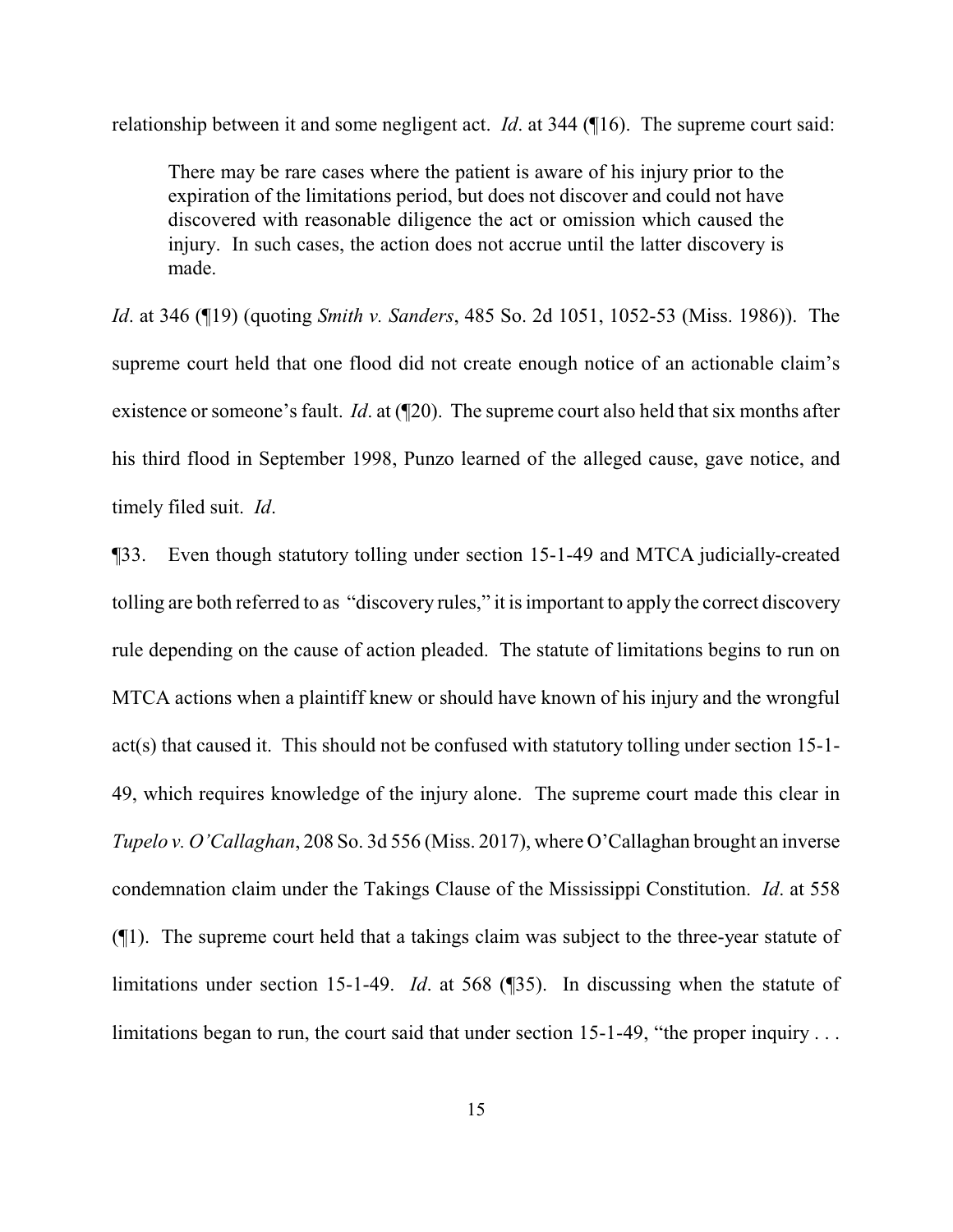relationship between it and some negligent act. *Id*. at 344 (¶16). The supreme court said:

> There may be rare cases where the patient is aware of his injury prior to the expiration of the limitations period, but does not discover and could not have discovered with reasonable diligence the act or omission which caused the injury. In such cases, the action does not accrue until the latter discovery is made.

*Id*. at 346 (¶19) (quoting *Smith v. Sanders*, 485 So. 2d 1051, 1052-53 (Miss. 1986)). The supreme court held that one flood did not create enough notice of an actionable claim's existence or someone's fault. *Id*. at (¶20). The supreme court also held that six months after his third flood in September 1998, Punzo learned of the alleged cause, gave notice, and timely filed suit. *Id*.

¶33. Even though statutory tolling under section 15-1-49 and MTCA judicially-created tolling are both referred to as "discovery rules," it is important to apply the correct discovery rule depending on the cause of action pleaded. The statute of limitations begins to run on MTCA actions when a plaintiff knew or should have known of his injury and the wrongful act(s) that caused it. This should not be confused with statutory tolling under section 15-1-49, which requires knowledge of the injury alone. The supreme court made this clear in *Tupelo v. O'Callaghan*, 208 So. 3d 556 (Miss. 2017), where O'Callaghan brought an inverse condemnation claim under the Takings Clause of the Mississippi Constitution. *Id*. at 558 (¶1). The supreme court held that a takings claim was subject to the three-year statute of limitations under section 15-1-49. *Id*. at 568 (¶35). In discussing when the statute of limitations began to run, the court said that under section 15-1-49, "the proper inquiry . . .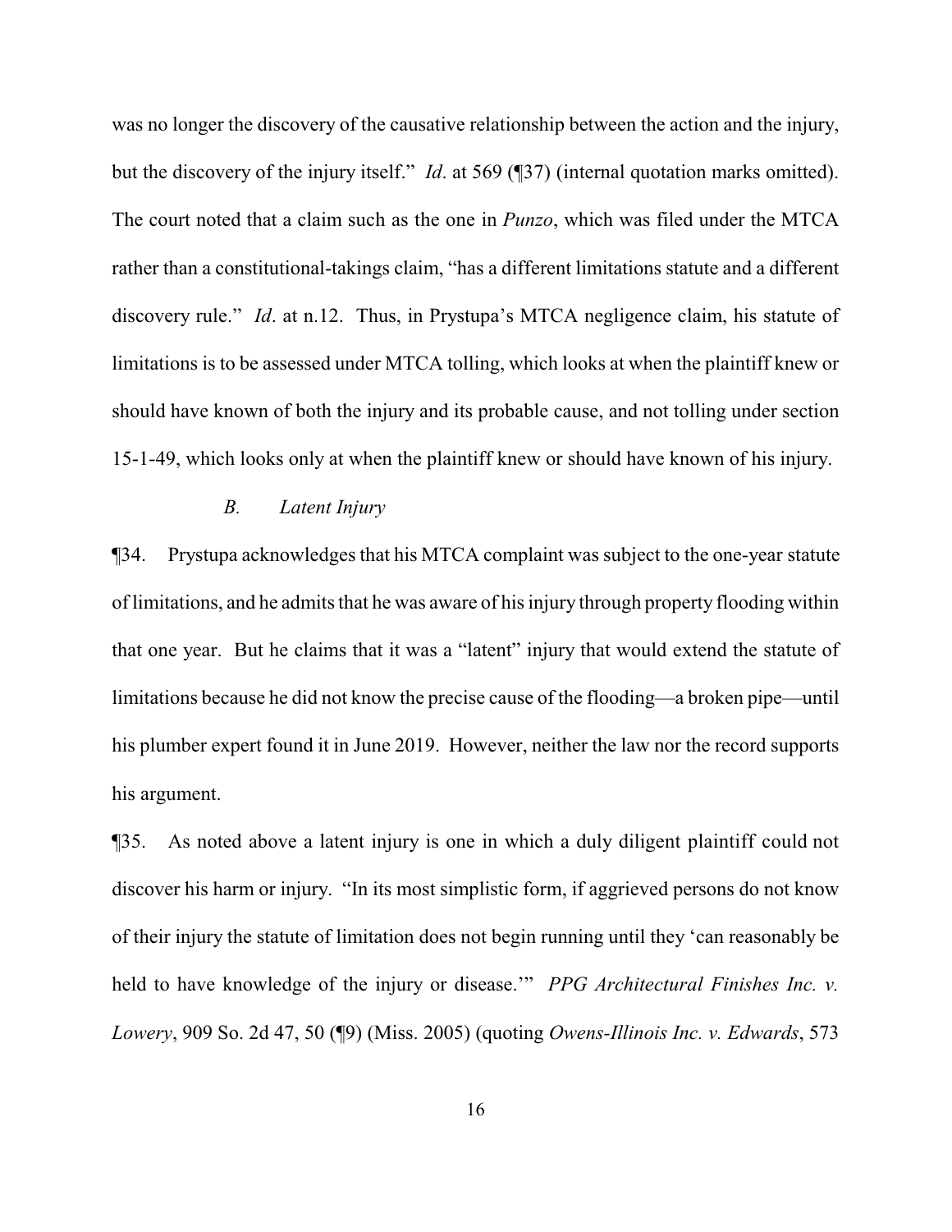was no longer the discovery of the causative relationship between the action and the injury, but the discovery of the injury itself." *Id*. at 569 (¶37) (internal quotation marks omitted). The court noted that a claim such as the one in *Punzo*, which was filed under the MTCA rather than a constitutional-takings claim, "has a different limitations statute and a different discovery rule." *Id*. at n.12. Thus, in Prystupa's MTCA negligence claim, his statute of limitations is to be assessed under MTCA tolling, which looks at when the plaintiff knew or should have known of both the injury and its probable cause, and not tolling under section 15-1-49, which looks only at when the plaintiff knew or should have known of his injury.

### *B. Latent Injury*

¶34. Prystupa acknowledges that his MTCA complaint was subject to the one-year statute of limitations, and he admits that he was aware of his injury through property flooding within that one year. But he claims that it was a "latent" injury that would extend the statute of limitations because he did not know the precise cause of the flooding—a broken pipe—until his plumber expert found it in June 2019. However, neither the law nor the record supports his argument.

¶35. As noted above a latent injury is one in which a duly diligent plaintiff could not discover his harm or injury. "In its most simplistic form, if aggrieved persons do not know of their injury the statute of limitation does not begin running until they 'can reasonably be held to have knowledge of the injury or disease.'" *PPG Architectural Finishes Inc. v. Lowery*, 909 So. 2d 47, 50 (¶9) (Miss. 2005) (quoting *Owens-Illinois Inc. v. Edwards*, 573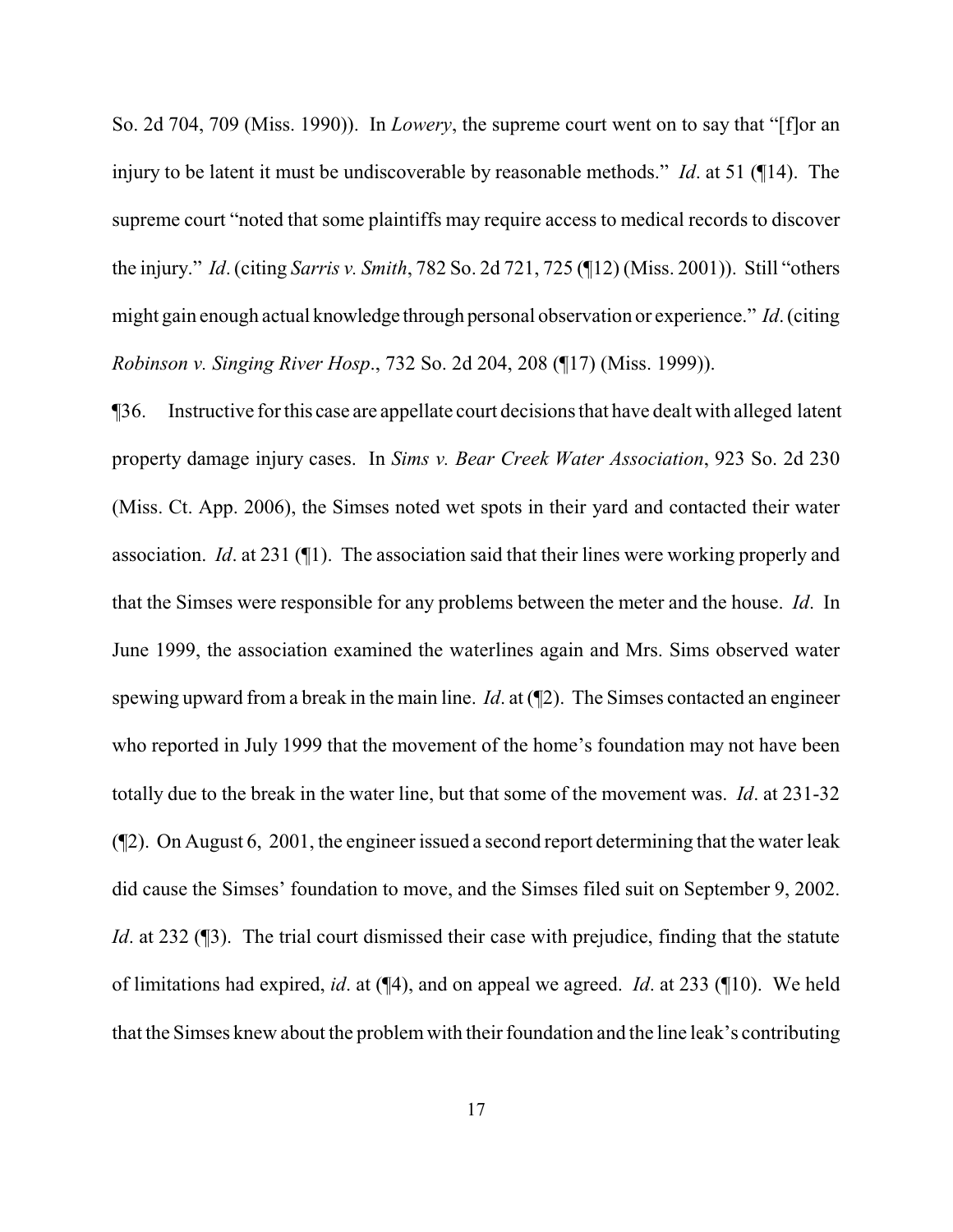So. 2d 704, 709 (Miss. 1990)). In *Lowery*, the supreme court went on to say that "[f]or an injury to be latent it must be undiscoverable by reasonable methods." *Id*. at 51 (¶14). The supreme court "noted that some plaintiffs may require access to medical records to discover the injury." *Id*. (citing *Sarris v. Smith*, 782 So. 2d 721, 725 (¶12) (Miss. 2001)). Still "others might gain enough actual knowledge through personal observation or experience." *Id*. (citing *Robinson v. Singing River Hosp*., 732 So. 2d 204, 208 (¶17) (Miss. 1999)).

¶36. Instructive for this case are appellate court decisions that have dealt with alleged latent property damage injury cases. In *Sims v. Bear Creek Water Association*, 923 So. 2d 230 (Miss. Ct. App. 2006), the Simses noted wet spots in their yard and contacted their water association. *Id*. at 231 (¶1). The association said that their lines were working properly and that the Simses were responsible for any problems between the meter and the house. *Id*. In June 1999, the association examined the waterlines again and Mrs. Sims observed water spewing upward from a break in the main line. *Id*. at (¶2). The Simses contacted an engineer who reported in July 1999 that the movement of the home's foundation may not have been totally due to the break in the water line, but that some of the movement was. *Id*. at 231-32 (¶2). On August 6, 2001, the engineer issued a second report determining that the water leak did cause the Simses' foundation to move, and the Simses filed suit on September 9, 2002. *Id*. at 232 (¶3). The trial court dismissed their case with prejudice, finding that the statute of limitations had expired, *id*. at (¶4), and on appeal we agreed. *Id*. at 233 (¶10). We held that the Simses knew about the problem with their foundation and the line leak's contributing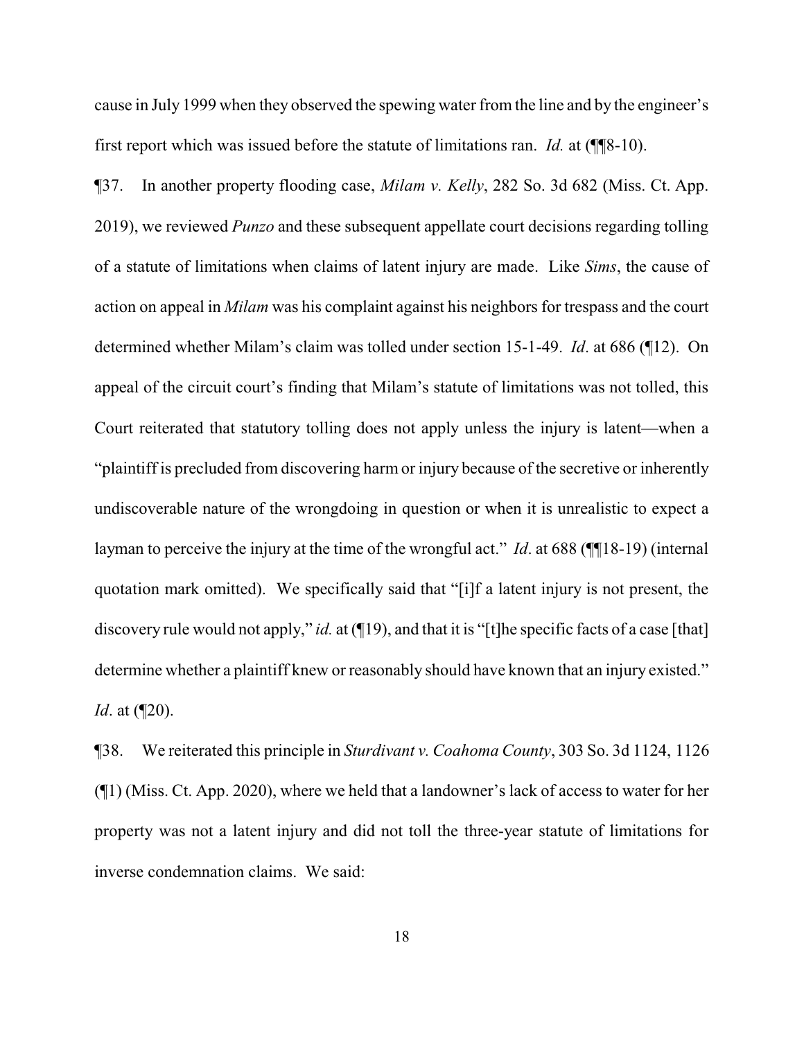cause in July 1999 when they observed the spewing water from the line and by the engineer's first report which was issued before the statute of limitations ran. *Id.* at (¶¶8-10).

¶37. In another property flooding case, *Milam v. Kelly*, 282 So. 3d 682 (Miss. Ct. App. 2019), we reviewed *Punzo* and these subsequent appellate court decisions regarding tolling of a statute of limitations when claims of latent injury are made. Like *Sims*, the cause of action on appeal in *Milam* was his complaint against his neighbors for trespass and the court determined whether Milam's claim was tolled under section 15-1-49. *Id*. at 686 (¶12). On appeal of the circuit court's finding that Milam's statute of limitations was not tolled, this Court reiterated that statutory tolling does not apply unless the injury is latent—when a "plaintiff is precluded from discovering harm or injury because of the secretive or inherently undiscoverable nature of the wrongdoing in question or when it is unrealistic to expect a layman to perceive the injury at the time of the wrongful act." *Id*. at 688 (¶¶18-19) (internal quotation mark omitted). We specifically said that "[i]f a latent injury is not present, the discovery rule would not apply," *id.* at (¶19), and that it is "[t]he specific facts of a case [that] determine whether a plaintiff knew or reasonably should have known that an injury existed." *Id*. at (¶20).

¶38. We reiterated this principle in *Sturdivant v. Coahoma County*, 303 So. 3d 1124, 1126 (¶1) (Miss. Ct. App. 2020), where we held that a landowner's lack of access to water for her property was not a latent injury and did not toll the three-year statute of limitations for inverse condemnation claims. We said: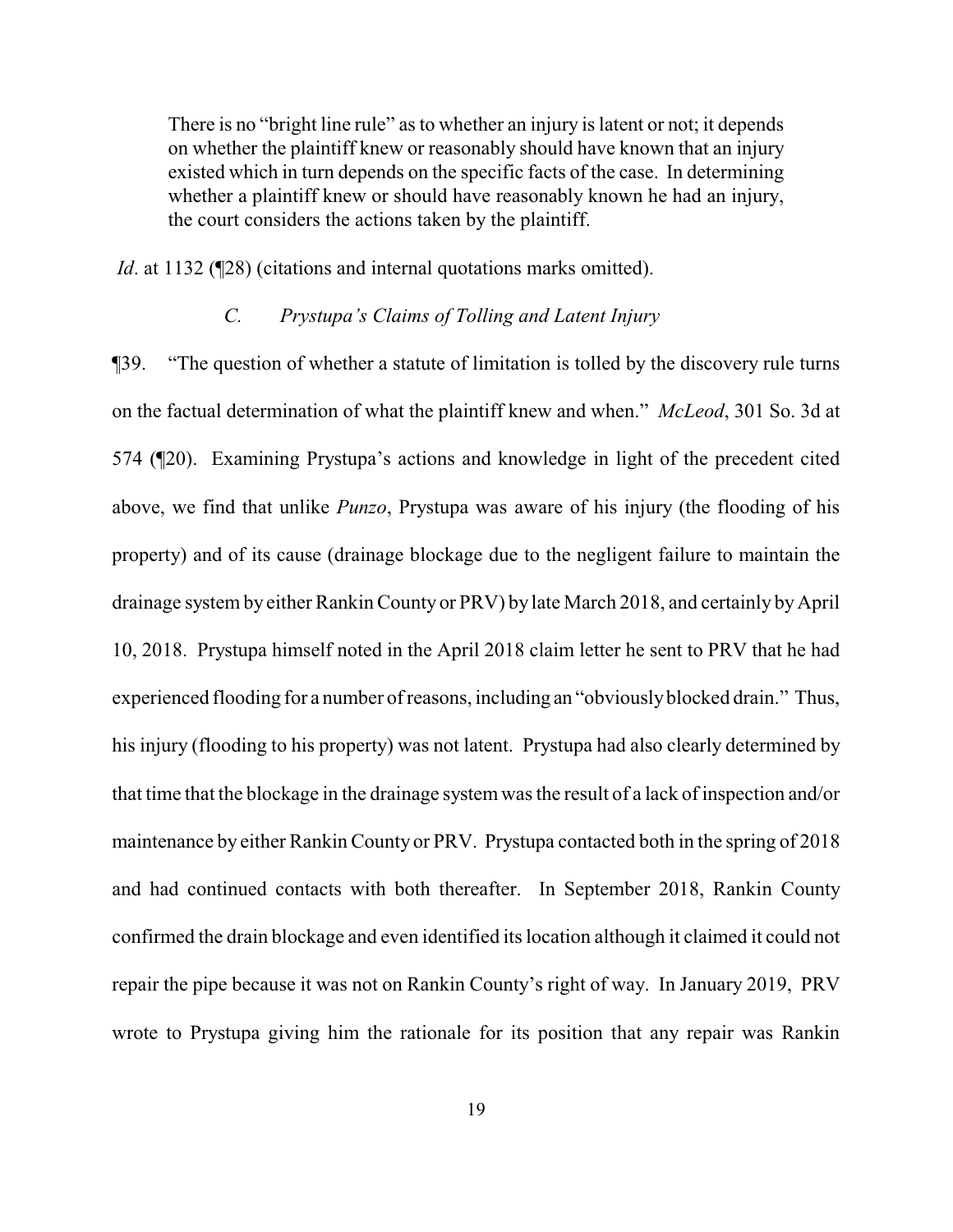> There is no "bright line rule" as to whether an injury is latent or not; it depends on whether the plaintiff knew or reasonably should have known that an injury existed which in turn depends on the specific facts of the case. In determining whether a plaintiff knew or should have reasonably known he had an injury, the court considers the actions taken by the plaintiff.

*Id*. at 1132 (¶28) (citations and internal quotations marks omitted).

### *C. Prystupa's Claims of Tolling and Latent Injury*

¶39. "The question of whether a statute of limitation is tolled by the discovery rule turns on the factual determination of what the plaintiff knew and when." *McLeod*, 301 So. 3d at 574 (¶20). Examining Prystupa's actions and knowledge in light of the precedent cited above, we find that unlike *Punzo*, Prystupa was aware of his injury (the flooding of his property) and of its cause (drainage blockage due to the negligent failure to maintain the drainage system by either Rankin County or PRV) by late March 2018, and certainly by April 10, 2018. Prystupa himself noted in the April 2018 claim letter he sent to PRV that he had experienced flooding for a number of reasons, including an "obviously blocked drain." Thus, his injury (flooding to his property) was not latent. Prystupa had also clearly determined by that time that the blockage in the drainage system was the result of a lack of inspection and/or maintenance by either Rankin County or PRV. Prystupa contacted both in the spring of 2018 and had continued contacts with both thereafter. In September 2018, Rankin County confirmed the drain blockage and even identified its location although it claimed it could not repair the pipe because it was not on Rankin County's right of way. In January 2019, PRV wrote to Prystupa giving him the rationale for its position that any repair was Rankin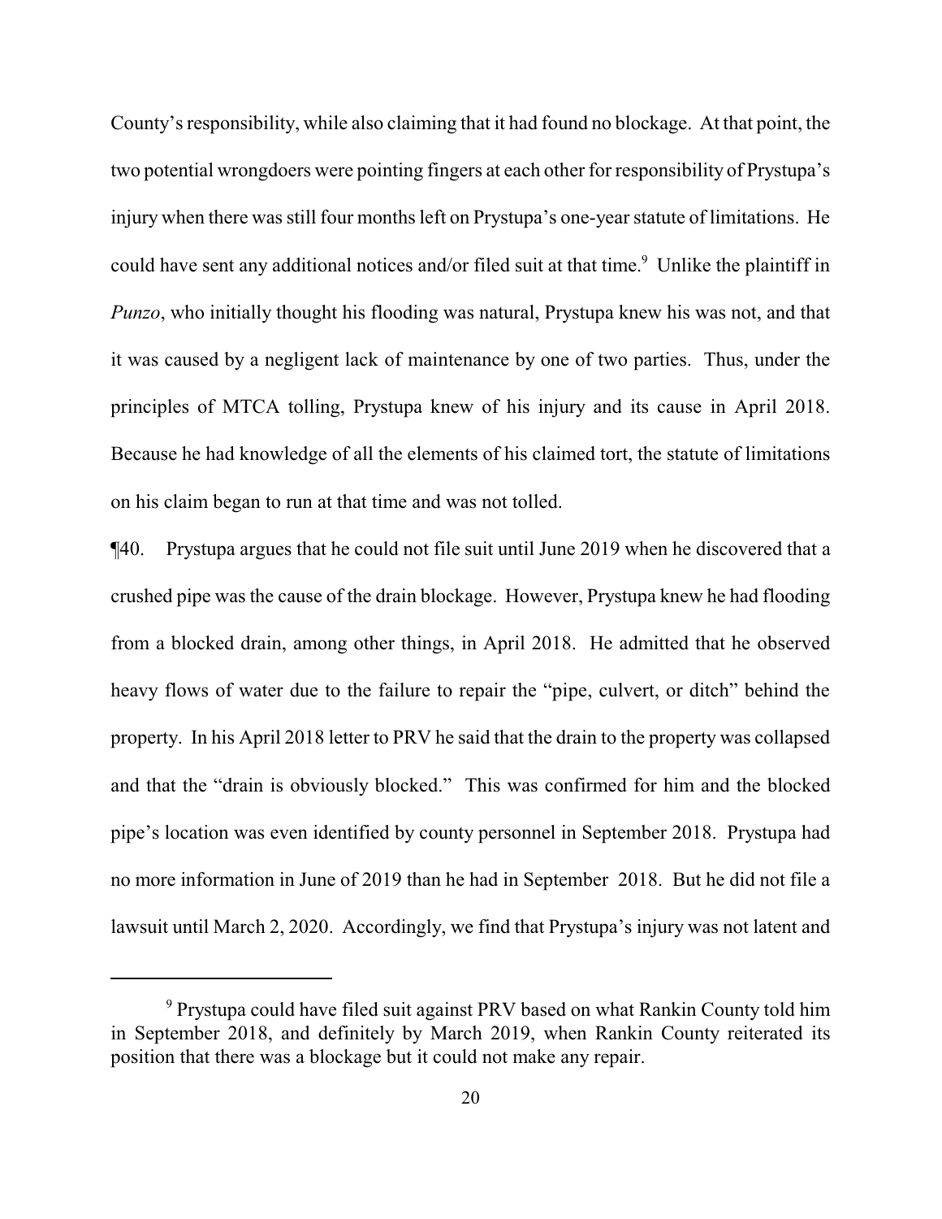County's responsibility, while also claiming that it had found no blockage. At that point, the two potential wrongdoers were pointing fingers at each other for responsibility of Prystupa's injury when there was still four months left on Prystupa's one-year statute of limitations. He could have sent any additional notices and/or filed suit at that time.[9] Unlike the plaintiff in *Punzo*, who initially thought his flooding was natural, Prystupa knew his was not, and that it was caused by a negligent lack of maintenance by one of two parties. Thus, under the principles of MTCA tolling, Prystupa knew of his injury and its cause in April 2018. Because he had knowledge of all the elements of his claimed tort, the statute of limitations on his claim began to run at that time and was not tolled.

¶40. Prystupa argues that he could not file suit until June 2019 when he discovered that a crushed pipe was the cause of the drain blockage. However, Prystupa knew he had flooding from a blocked drain, among other things, in April 2018. He admitted that he observed heavy flows of water due to the failure to repair the "pipe, culvert, or ditch" behind the property. In his April 2018 letter to PRV he said that the drain to the property was collapsed and that the "drain is obviously blocked." This was confirmed for him and the blocked pipe's location was even identified by county personnel in September 2018. Prystupa had no more information in June of 2019 than he had in September 2018. But he did not file a lawsuit until March 2, 2020. Accordingly, we find that Prystupa's injury was not latent and

---

[9] Prystupa could have filed suit against PRV based on what Rankin County told him in September 2018, and definitely by March 2019, when Rankin County reiterated its position that there was a blockage but it could not make any repair.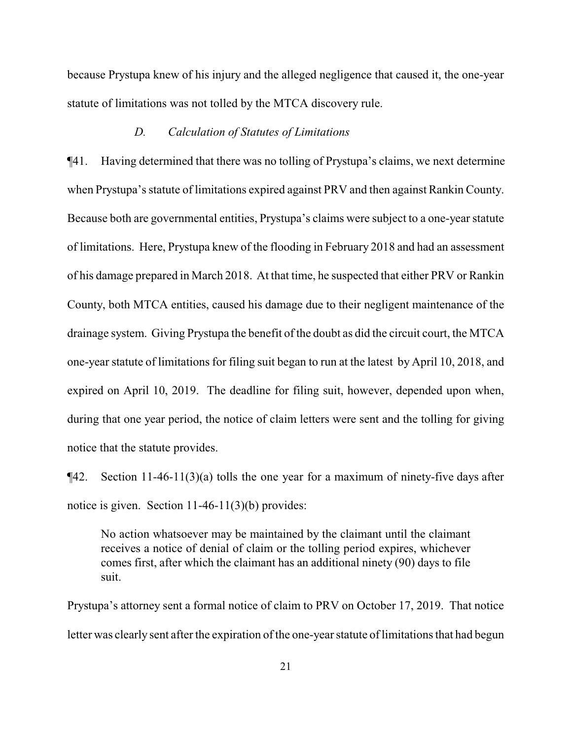because Prystupa knew of his injury and the alleged negligence that caused it, the one-year statute of limitations was not tolled by the MTCA discovery rule.

### *D. Calculation of Statutes of Limitations*

¶41. Having determined that there was no tolling of Prystupa's claims, we next determine when Prystupa's statute of limitations expired against PRV and then against Rankin County. Because both are governmental entities, Prystupa's claims were subject to a one-year statute of limitations. Here, Prystupa knew of the flooding in February 2018 and had an assessment of his damage prepared in March 2018. At that time, he suspected that either PRV or Rankin County, both MTCA entities, caused his damage due to their negligent maintenance of the drainage system. Giving Prystupa the benefit of the doubt as did the circuit court, the MTCA one-year statute of limitations for filing suit began to run at the latest by April 10, 2018, and expired on April 10, 2019. The deadline for filing suit, however, depended upon when, during that one year period, the notice of claim letters were sent and the tolling for giving notice that the statute provides.

¶42. Section 11-46-11(3)(a) tolls the one year for a maximum of ninety-five days after notice is given. Section 11-46-11(3)(b) provides:

> No action whatsoever may be maintained by the claimant until the claimant receives a notice of denial of claim or the tolling period expires, whichever comes first, after which the claimant has an additional ninety (90) days to file suit.

Prystupa's attorney sent a formal notice of claim to PRV on October 17, 2019. That notice letter was clearly sent after the expiration of the one-year statute of limitations that had begun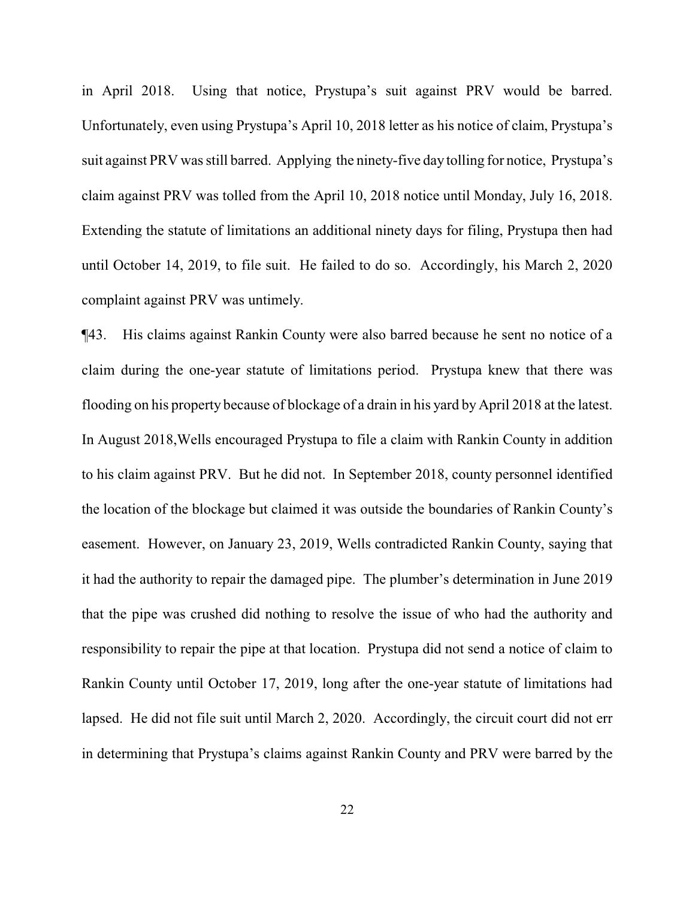in April 2018. Using that notice, Prystupa's suit against PRV would be barred. Unfortunately, even using Prystupa's April 10, 2018 letter as his notice of claim, Prystupa's suit against PRV was still barred. Applying the ninety-five day tolling for notice, Prystupa's claim against PRV was tolled from the April 10, 2018 notice until Monday, July 16, 2018. Extending the statute of limitations an additional ninety days for filing, Prystupa then had until October 14, 2019, to file suit. He failed to do so. Accordingly, his March 2, 2020 complaint against PRV was untimely.

¶43. His claims against Rankin County were also barred because he sent no notice of a claim during the one-year statute of limitations period. Prystupa knew that there was flooding on his property because of blockage of a drain in his yard by April 2018 at the latest. In August 2018,Wells encouraged Prystupa to file a claim with Rankin County in addition to his claim against PRV. But he did not. In September 2018, county personnel identified the location of the blockage but claimed it was outside the boundaries of Rankin County's easement. However, on January 23, 2019, Wells contradicted Rankin County, saying that it had the authority to repair the damaged pipe. The plumber's determination in June 2019 that the pipe was crushed did nothing to resolve the issue of who had the authority and responsibility to repair the pipe at that location. Prystupa did not send a notice of claim to Rankin County until October 17, 2019, long after the one-year statute of limitations had lapsed. He did not file suit until March 2, 2020. Accordingly, the circuit court did not err in determining that Prystupa's claims against Rankin County and PRV were barred by the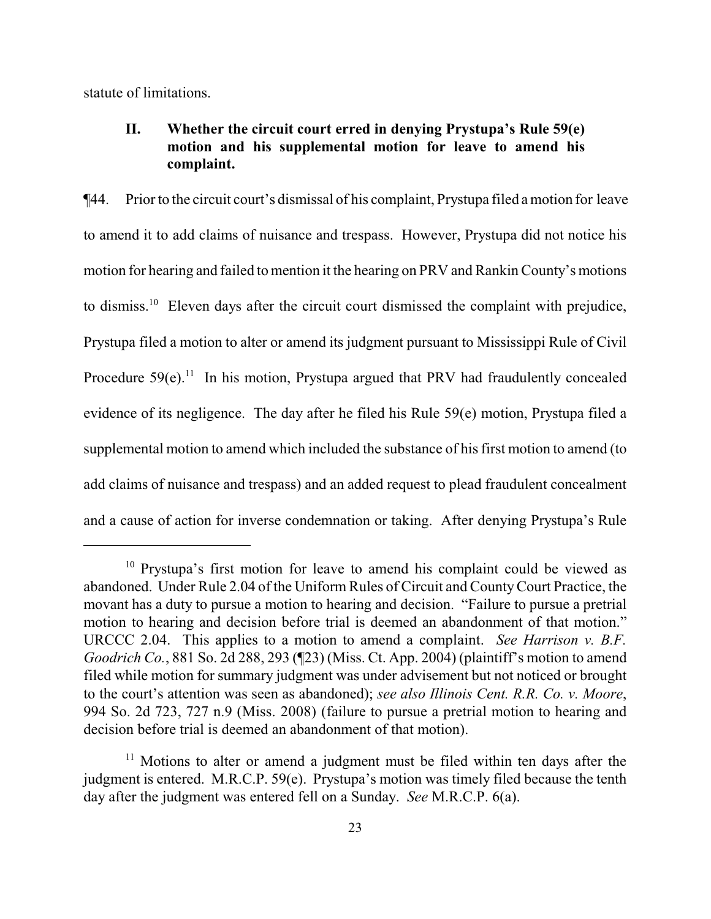statute of limitations.

## II. Whether the circuit court erred in denying Prystupa's Rule 59(e) motion and his supplemental motion for leave to amend his complaint.

¶44. Prior to the circuit court's dismissal of his complaint, Prystupa filed a motion for leave to amend it to add claims of nuisance and trespass. However, Prystupa did not notice his motion for hearing and failed to mention it the hearing on PRV and Rankin County's motions to dismiss.[10] Eleven days after the circuit court dismissed the complaint with prejudice, Prystupa filed a motion to alter or amend its judgment pursuant to Mississippi Rule of Civil Procedure 59(e).[11] In his motion, Prystupa argued that PRV had fraudulently concealed evidence of its negligence. The day after he filed his Rule 59(e) motion, Prystupa filed a supplemental motion to amend which included the substance of his first motion to amend (to add claims of nuisance and trespass) and an added request to plead fraudulent concealment and a cause of action for inverse condemnation or taking. After denying Prystupa's Rule

---

[10] Prystupa's first motion for leave to amend his complaint could be viewed as abandoned. Under Rule 2.04 of the Uniform Rules of Circuit and County Court Practice, the movant has a duty to pursue a motion to hearing and decision. "Failure to pursue a pretrial motion to hearing and decision before trial is deemed an abandonment of that motion." URCCC 2.04. This applies to a motion to amend a complaint. *See Harrison v. B.F. Goodrich Co.*, 881 So. 2d 288, 293 (¶23) (Miss. Ct. App. 2004) (plaintiff's motion to amend filed while motion for summary judgment was under advisement but not noticed or brought to the court's attention was seen as abandoned); *see also Illinois Cent. R.R. Co. v. Moore*, 994 So. 2d 723, 727 n.9 (Miss. 2008) (failure to pursue a pretrial motion to hearing and decision before trial is deemed an abandonment of that motion).

[11] Motions to alter or amend a judgment must be filed within ten days after the judgment is entered. M.R.C.P. 59(e). Prystupa's motion was timely filed because the tenth day after the judgment was entered fell on a Sunday. *See* M.R.C.P. 6(a).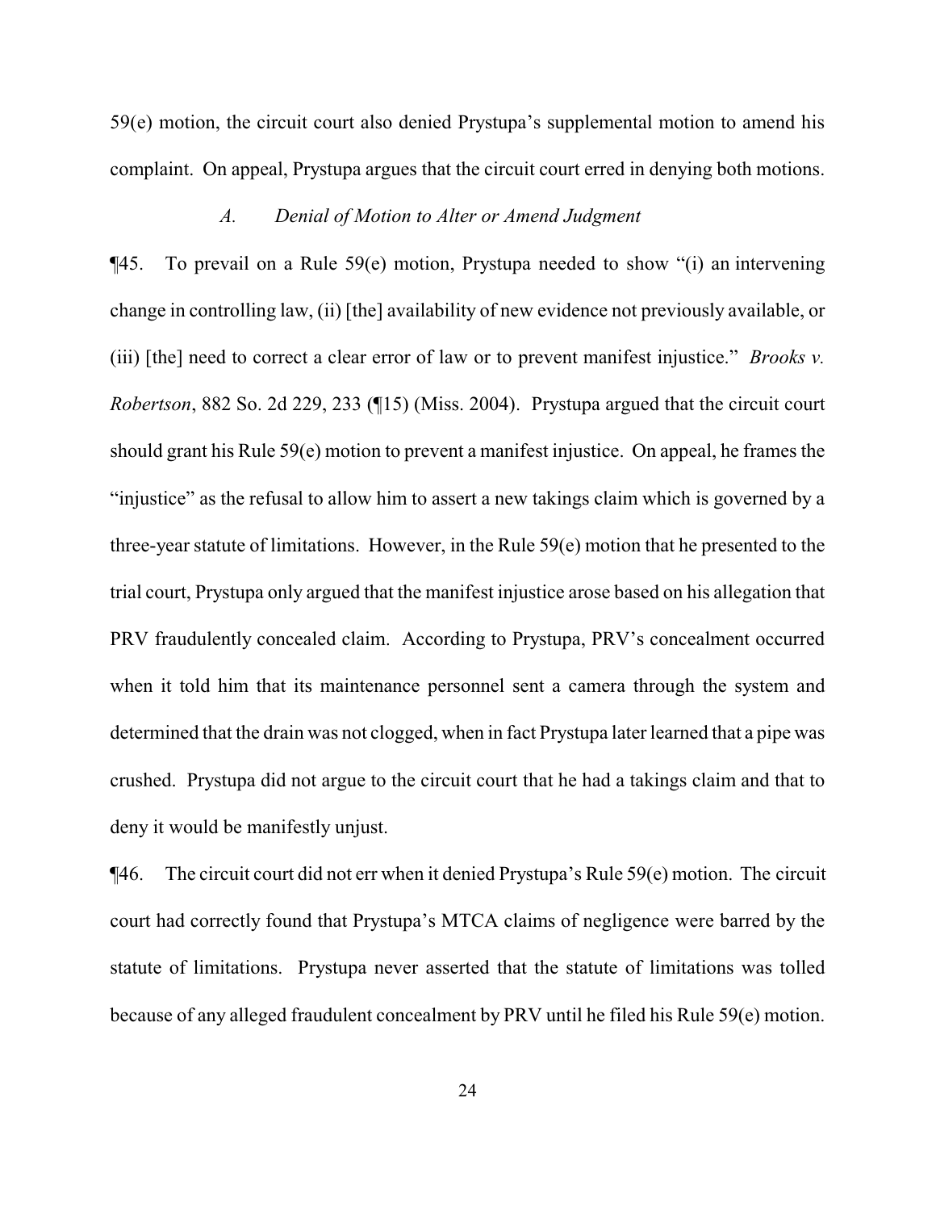59(e) motion, the circuit court also denied Prystupa's supplemental motion to amend his complaint. On appeal, Prystupa argues that the circuit court erred in denying both motions.

### *A. Denial of Motion to Alter or Amend Judgment*

¶45. To prevail on a Rule 59(e) motion, Prystupa needed to show "(i) an intervening change in controlling law, (ii) [the] availability of new evidence not previously available, or (iii) [the] need to correct a clear error of law or to prevent manifest injustice." *Brooks v. Robertson*, 882 So. 2d 229, 233 (¶15) (Miss. 2004). Prystupa argued that the circuit court should grant his Rule 59(e) motion to prevent a manifest injustice. On appeal, he frames the "injustice" as the refusal to allow him to assert a new takings claim which is governed by a three-year statute of limitations. However, in the Rule 59(e) motion that he presented to the trial court, Prystupa only argued that the manifest injustice arose based on his allegation that PRV fraudulently concealed claim. According to Prystupa, PRV's concealment occurred when it told him that its maintenance personnel sent a camera through the system and determined that the drain was not clogged, when in fact Prystupa later learned that a pipe was crushed. Prystupa did not argue to the circuit court that he had a takings claim and that to deny it would be manifestly unjust.

¶46. The circuit court did not err when it denied Prystupa's Rule 59(e) motion. The circuit court had correctly found that Prystupa's MTCA claims of negligence were barred by the statute of limitations. Prystupa never asserted that the statute of limitations was tolled because of any alleged fraudulent concealment by PRV until he filed his Rule 59(e) motion.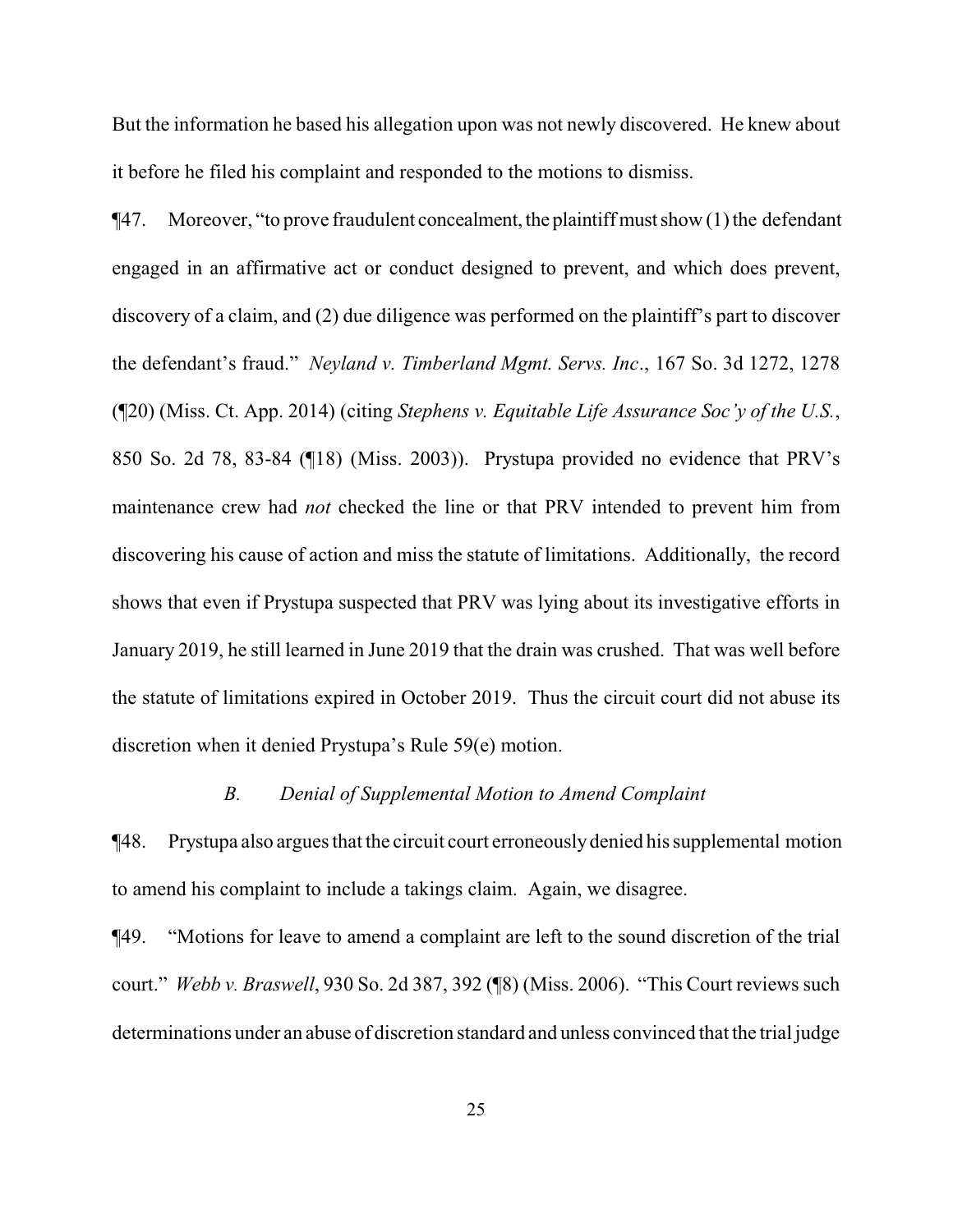But the information he based his allegation upon was not newly discovered. He knew about it before he filed his complaint and responded to the motions to dismiss.

¶47. Moreover, "to prove fraudulent concealment, the plaintiff must show (1) the defendant engaged in an affirmative act or conduct designed to prevent, and which does prevent, discovery of a claim, and (2) due diligence was performed on the plaintiff's part to discover the defendant's fraud." *Neyland v. Timberland Mgmt. Servs. Inc*., 167 So. 3d 1272, 1278 (¶20) (Miss. Ct. App. 2014) (citing *Stephens v. Equitable Life Assurance Soc'y of the U.S.*, 850 So. 2d 78, 83-84 (¶18) (Miss. 2003)). Prystupa provided no evidence that PRV's maintenance crew had *not* checked the line or that PRV intended to prevent him from discovering his cause of action and miss the statute of limitations. Additionally, the record shows that even if Prystupa suspected that PRV was lying about its investigative efforts in January 2019, he still learned in June 2019 that the drain was crushed. That was well before the statute of limitations expired in October 2019. Thus the circuit court did not abuse its discretion when it denied Prystupa's Rule 59(e) motion.

### *B. Denial of Supplemental Motion to Amend Complaint*

¶48. Prystupa also argues that the circuit court erroneously denied his supplemental motion to amend his complaint to include a takings claim. Again, we disagree.

¶49. "Motions for leave to amend a complaint are left to the sound discretion of the trial court." *Webb v. Braswell*, 930 So. 2d 387, 392 (¶8) (Miss. 2006). "This Court reviews such determinations under an abuse of discretion standard and unless convinced that the trial judge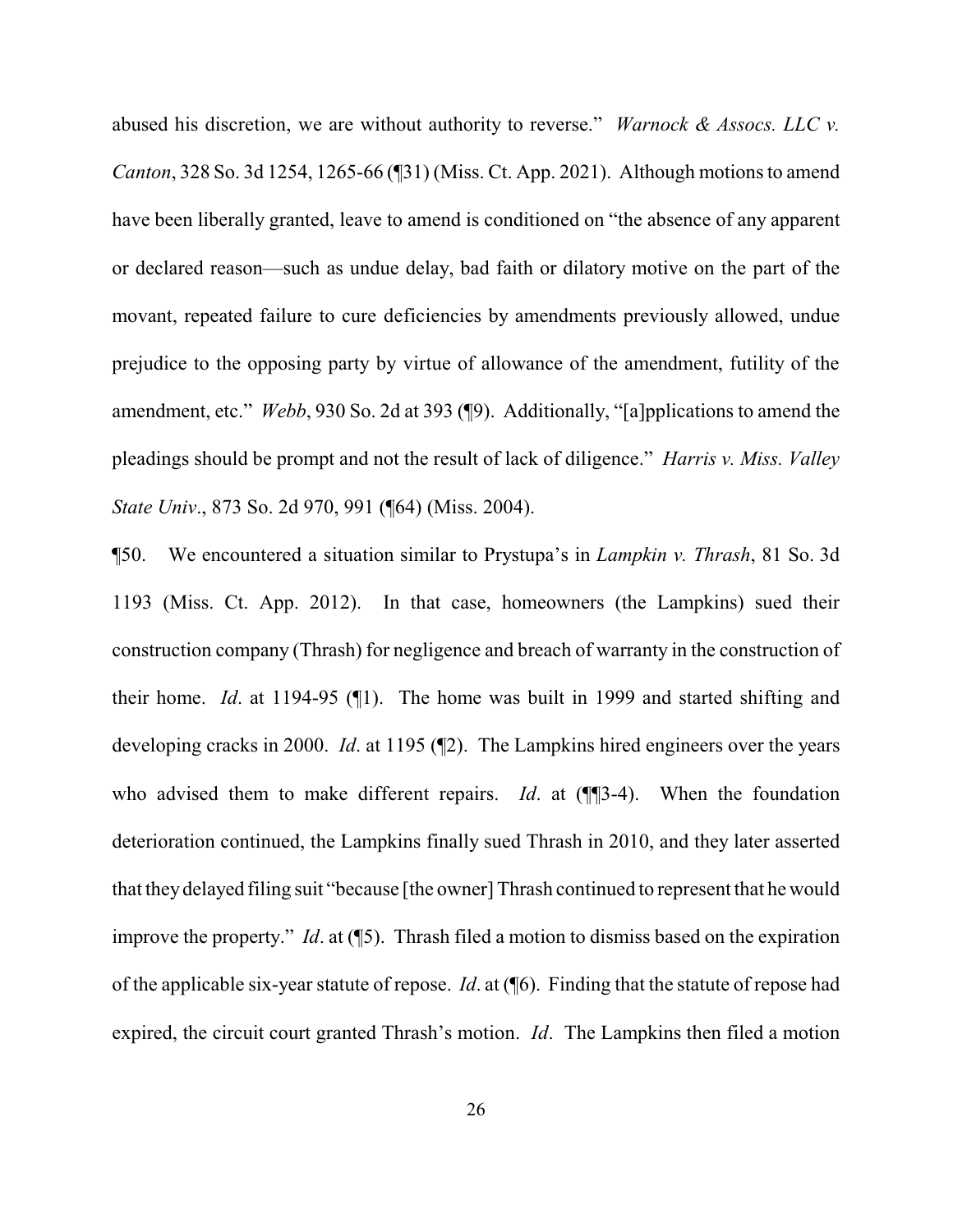abused his discretion, we are without authority to reverse." *Warnock & Assocs. LLC v. Canton*, 328 So. 3d 1254, 1265-66 (¶31) (Miss. Ct. App. 2021). Although motions to amend have been liberally granted, leave to amend is conditioned on "the absence of any apparent or declared reason—such as undue delay, bad faith or dilatory motive on the part of the movant, repeated failure to cure deficiencies by amendments previously allowed, undue prejudice to the opposing party by virtue of allowance of the amendment, futility of the amendment, etc." *Webb*, 930 So. 2d at 393 (¶9). Additionally, "[a]pplications to amend the pleadings should be prompt and not the result of lack of diligence." *Harris v. Miss. Valley State Univ*., 873 So. 2d 970, 991 (¶64) (Miss. 2004).

¶50. We encountered a situation similar to Prystupa's in *Lampkin v. Thrash*, 81 So. 3d 1193 (Miss. Ct. App. 2012). In that case, homeowners (the Lampkins) sued their construction company (Thrash) for negligence and breach of warranty in the construction of their home. *Id*. at 1194-95 (¶1). The home was built in 1999 and started shifting and developing cracks in 2000. *Id*. at 1195 (¶2). The Lampkins hired engineers over the years who advised them to make different repairs. *Id*. at (¶¶3-4). When the foundation deterioration continued, the Lampkins finally sued Thrash in 2010, and they later asserted that they delayed filing suit "because [the owner] Thrash continued to represent that he would improve the property." *Id*. at (¶5). Thrash filed a motion to dismiss based on the expiration of the applicable six-year statute of repose. *Id*. at (¶6). Finding that the statute of repose had expired, the circuit court granted Thrash's motion. *Id*. The Lampkins then filed a motion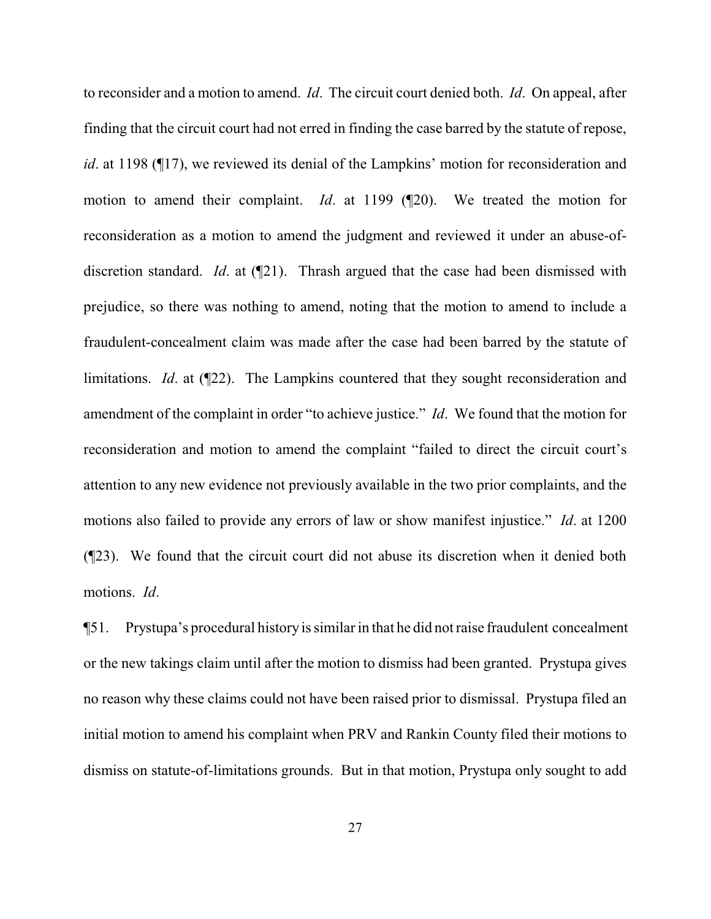to reconsider and a motion to amend. *Id*. The circuit court denied both. *Id*. On appeal, after finding that the circuit court had not erred in finding the case barred by the statute of repose, *id*. at 1198 (¶17), we reviewed its denial of the Lampkins' motion for reconsideration and motion to amend their complaint. *Id*. at 1199 (¶20). We treated the motion for reconsideration as a motion to amend the judgment and reviewed it under an abuse-of-discretion standard. *Id*. at (¶21). Thrash argued that the case had been dismissed with prejudice, so there was nothing to amend, noting that the motion to amend to include a fraudulent-concealment claim was made after the case had been barred by the statute of limitations. *Id*. at (¶22). The Lampkins countered that they sought reconsideration and amendment of the complaint in order "to achieve justice." *Id*. We found that the motion for reconsideration and motion to amend the complaint "failed to direct the circuit court's attention to any new evidence not previously available in the two prior complaints, and the motions also failed to provide any errors of law or show manifest injustice." *Id*. at 1200 (¶23). We found that the circuit court did not abuse its discretion when it denied both motions. *Id*.

¶51. Prystupa's procedural history is similar in that he did not raise fraudulent concealment or the new takings claim until after the motion to dismiss had been granted. Prystupa gives no reason why these claims could not have been raised prior to dismissal. Prystupa filed an initial motion to amend his complaint when PRV and Rankin County filed their motions to dismiss on statute-of-limitations grounds. But in that motion, Prystupa only sought to add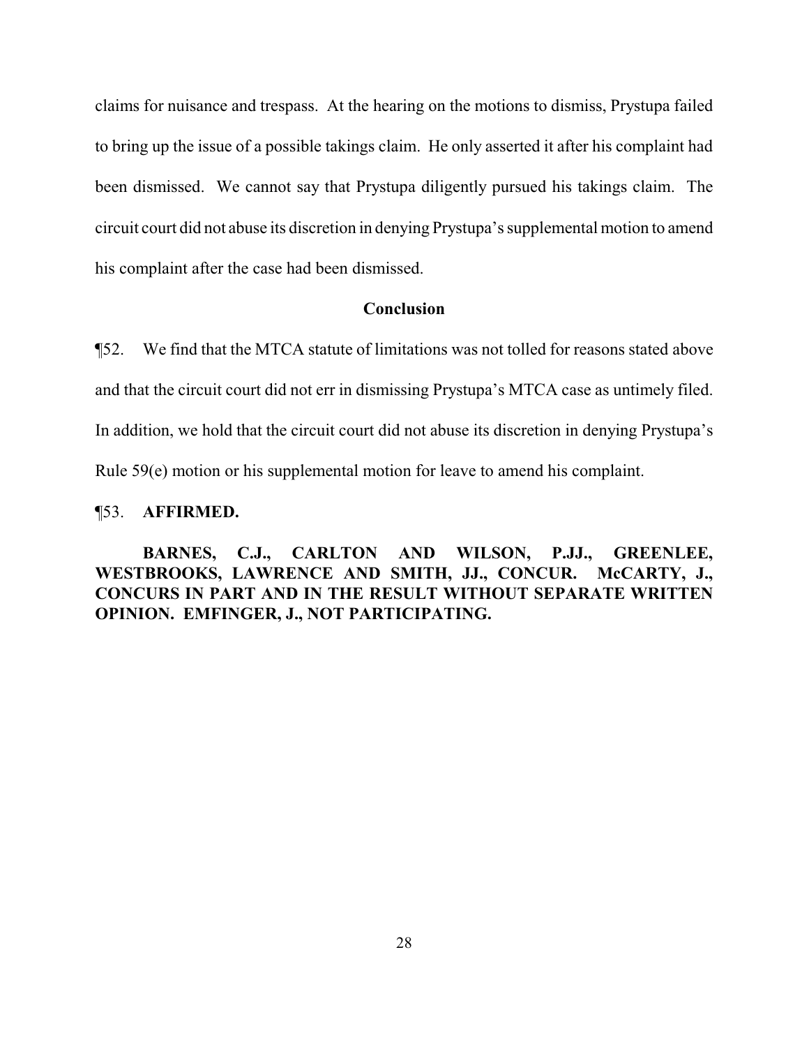claims for nuisance and trespass. At the hearing on the motions to dismiss, Prystupa failed to bring up the issue of a possible takings claim. He only asserted it after his complaint had been dismissed. We cannot say that Prystupa diligently pursued his takings claim. The circuit court did not abuse its discretion in denying Prystupa's supplemental motion to amend his complaint after the case had been dismissed.

## Conclusion

¶52. We find that the MTCA statute of limitations was not tolled for reasons stated above and that the circuit court did not err in dismissing Prystupa's MTCA case as untimely filed. In addition, we hold that the circuit court did not abuse its discretion in denying Prystupa's Rule 59(e) motion or his supplemental motion for leave to amend his complaint.

¶53. **AFFIRMED.**

**BARNES, C.J., CARLTON AND WILSON, P.JJ., GREENLEE, WESTBROOKS, LAWRENCE AND SMITH, JJ., CONCUR. McCARTY, J., CONCURS IN PART AND IN THE RESULT WITHOUT SEPARATE WRITTEN OPINION. EMFINGER, J., NOT PARTICIPATING.**